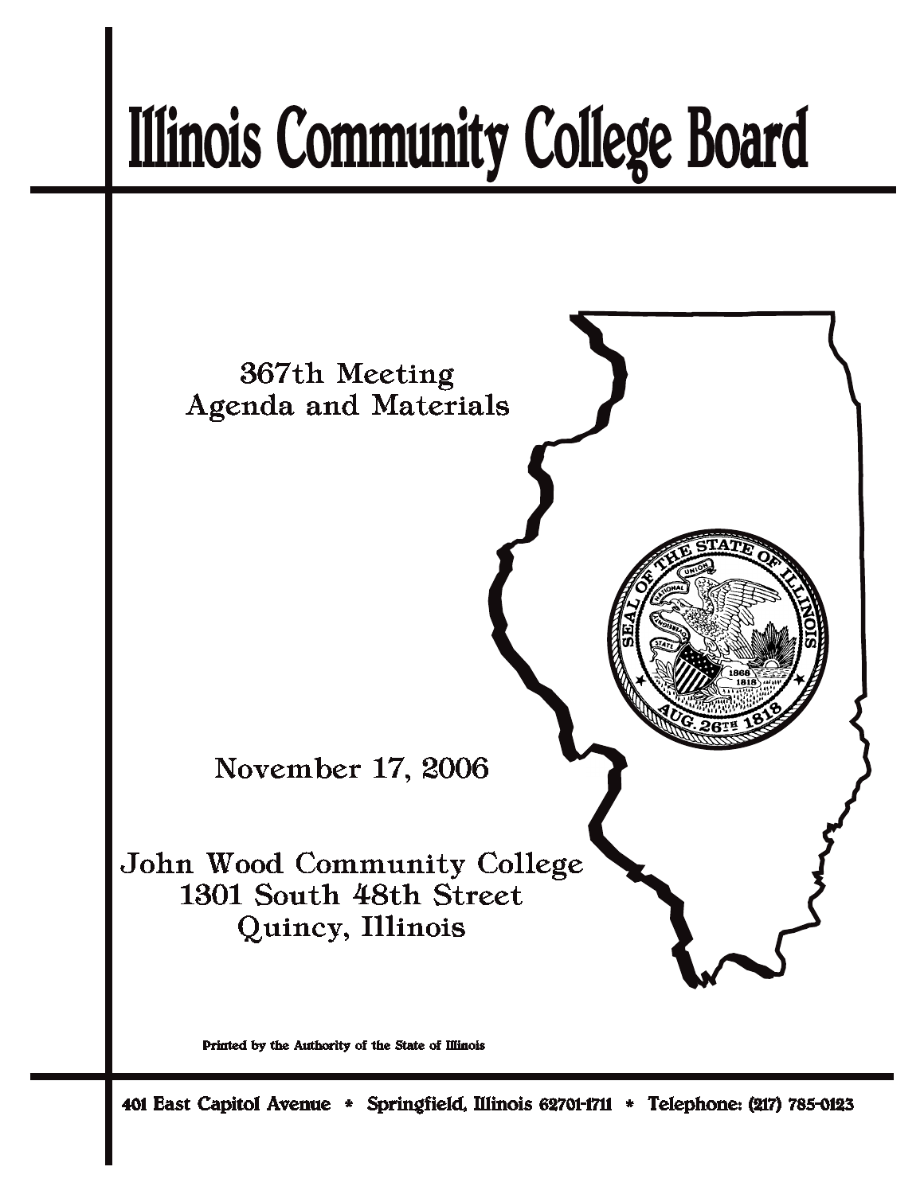# Illinois Community College Board

367th Meeting
Agenda and Materials

November 17, 2006

John Wood Community College
1301 South 48th Street
Quincy, Illinois

Printed by the Authority of the State of Illinois

401 East Capitol Avenue * Springfield, Illinois 62701-1711 * Telephone: (217) 785-0123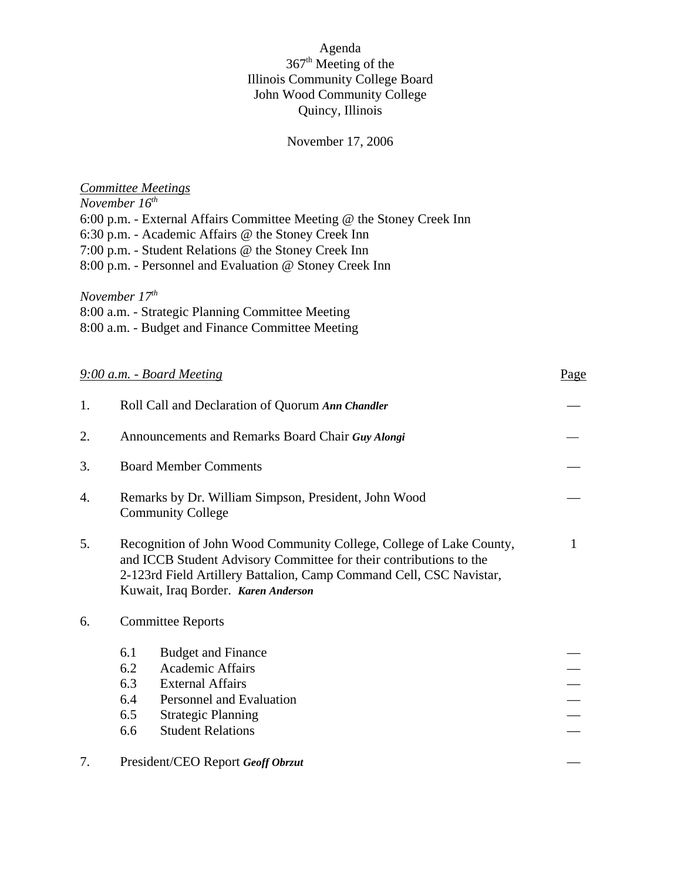Agenda
367th Meeting of the
Illinois Community College Board
John Wood Community College
Quincy, Illinois

November 17, 2006

*Committee Meetings*
*November 16th*
6:00 p.m. - External Affairs Committee Meeting @ the Stoney Creek Inn
6:30 p.m. - Academic Affairs @ the Stoney Creek Inn
7:00 p.m. - Student Relations @ the Stoney Creek Inn
8:00 p.m. - Personnel and Evaluation @ Stoney Creek Inn

*November 17th*
8:00 a.m. - Strategic Planning Committee Meeting
8:00 a.m. - Budget and Finance Committee Meeting

| *9:00 a.m. - Board Meeting* | | Page |
|---|---|---|
| 1. | Roll Call and Declaration of Quorum ***Ann Chandler*** | — |
| 2. | Announcements and Remarks Board Chair ***Guy Alongi*** | — |
| 3. | Board Member Comments | — |
| 4. | Remarks by Dr. William Simpson, President, John Wood Community College | — |
| 5. | Recognition of John Wood Community College, College of Lake County, and ICCB Student Advisory Committee for their contributions to the 2-123rd Field Artillery Battalion, Camp Command Cell, CSC Navistar, Kuwait, Iraq Border. ***Karen Anderson*** | 1 |
| 6. | Committee Reports | |
| | 6.1 Budget and Finance | — |
| | 6.2 Academic Affairs | — |
| | 6.3 External Affairs | — |
| | 6.4 Personnel and Evaluation | — |
| | 6.5 Strategic Planning | — |
| | 6.6 Student Relations | — |
| 7. | President/CEO Report ***Geoff Obrzut*** | — |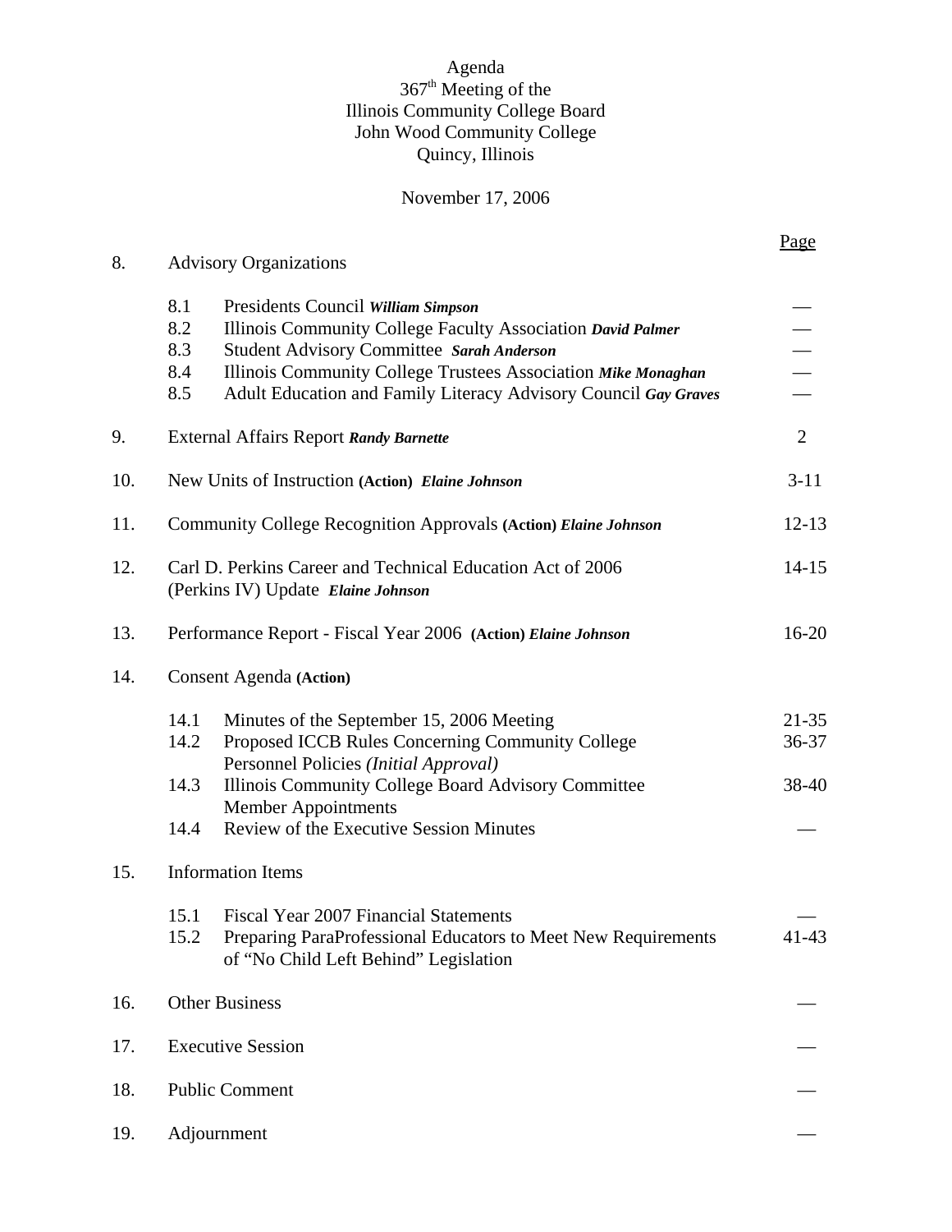Agenda
367th Meeting of the
Illinois Community College Board
John Wood Community College
Quincy, Illinois

November 17, 2006

| | | | Page |
|---|---|---|---|
| 8. | Advisory Organizations | | |
| | 8.1 | Presidents Council ***William Simpson*** | — |
| | 8.2 | Illinois Community College Faculty Association ***David Palmer*** | — |
| | 8.3 | Student Advisory Committee ***Sarah Anderson*** | — |
| | 8.4 | Illinois Community College Trustees Association ***Mike Monaghan*** | — |
| | 8.5 | Adult Education and Family Literacy Advisory Council ***Gay Graves*** | — |
| 9. | External Affairs Report ***Randy Barnette*** | | 2 |
| 10. | New Units of Instruction **(Action)** ***Elaine Johnson*** | | 3-11 |
| 11. | Community College Recognition Approvals **(Action)** ***Elaine Johnson*** | | 12-13 |
| 12. | Carl D. Perkins Career and Technical Education Act of 2006 (Perkins IV) Update ***Elaine Johnson*** | | 14-15 |
| 13. | Performance Report - Fiscal Year 2006 **(Action)** ***Elaine Johnson*** | | 16-20 |
| 14. | Consent Agenda **(Action)** | | |
| | 14.1 | Minutes of the September 15, 2006 Meeting | 21-35 |
| | 14.2 | Proposed ICCB Rules Concerning Community College Personnel Policies *(Initial Approval)* | 36-37 |
| | 14.3 | Illinois Community College Board Advisory Committee Member Appointments | 38-40 |
| | 14.4 | Review of the Executive Session Minutes | — |
| 15. | Information Items | | |
| | 15.1 | Fiscal Year 2007 Financial Statements | — |
| | 15.2 | Preparing ParaProfessional Educators to Meet New Requirements of "No Child Left Behind" Legislation | 41-43 |
| 16. | Other Business | | — |
| 17. | Executive Session | | — |
| 18. | Public Comment | | — |
| 19. | Adjournment | | — |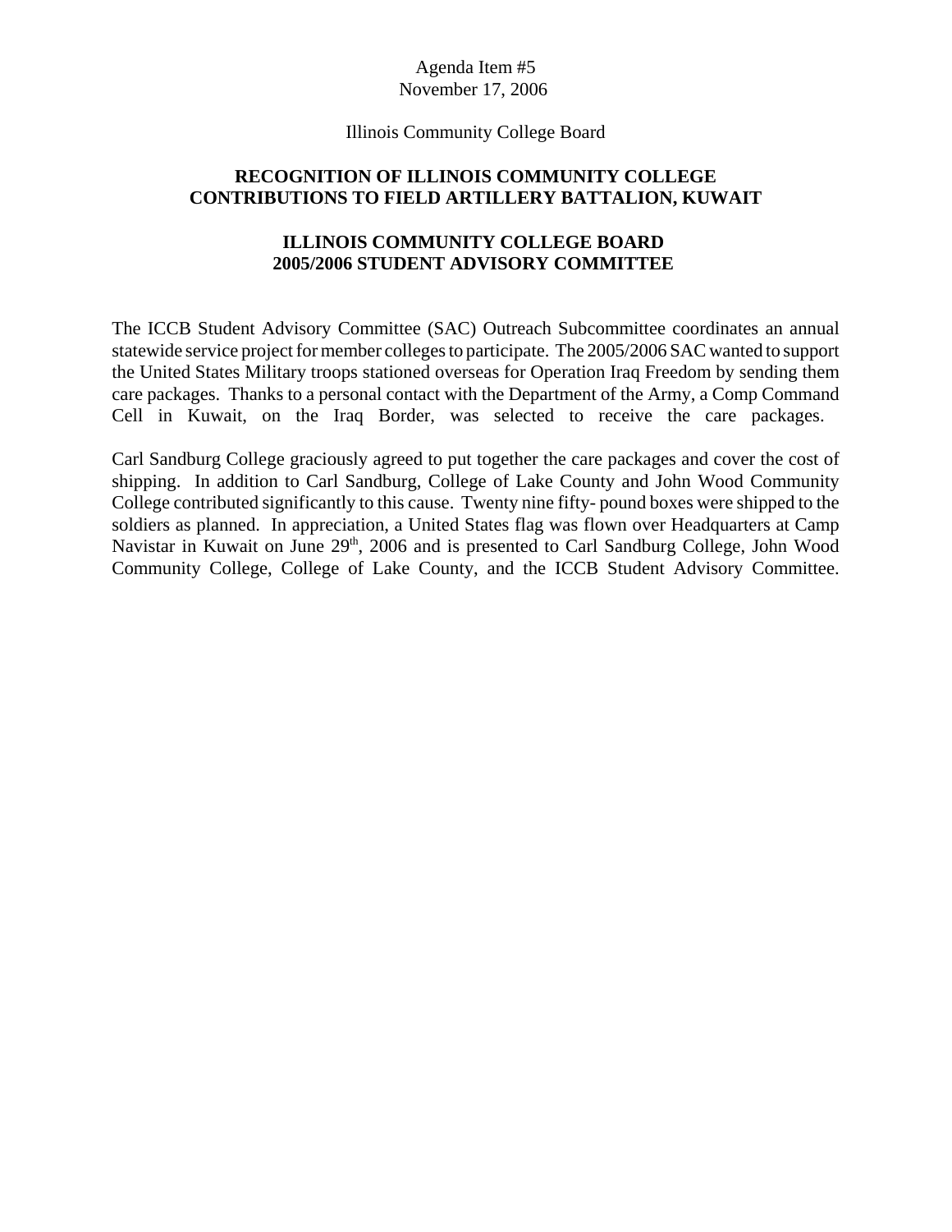Agenda Item #5
November 17, 2006

Illinois Community College Board

**RECOGNITION OF ILLINOIS COMMUNITY COLLEGE CONTRIBUTIONS TO FIELD ARTILLERY BATTALION, KUWAIT**

**ILLINOIS COMMUNITY COLLEGE BOARD 2005/2006 STUDENT ADVISORY COMMITTEE**

The ICCB Student Advisory Committee (SAC) Outreach Subcommittee coordinates an annual statewide service project for member colleges to participate. The 2005/2006 SAC wanted to support the United States Military troops stationed overseas for Operation Iraq Freedom by sending them care packages. Thanks to a personal contact with the Department of the Army, a Comp Command Cell in Kuwait, on the Iraq Border, was selected to receive the care packages.

Carl Sandburg College graciously agreed to put together the care packages and cover the cost of shipping. In addition to Carl Sandburg, College of Lake County and John Wood Community College contributed significantly to this cause. Twenty nine fifty- pound boxes were shipped to the soldiers as planned. In appreciation, a United States flag was flown over Headquarters at Camp Navistar in Kuwait on June 29th, 2006 and is presented to Carl Sandburg College, John Wood Community College, College of Lake County, and the ICCB Student Advisory Committee.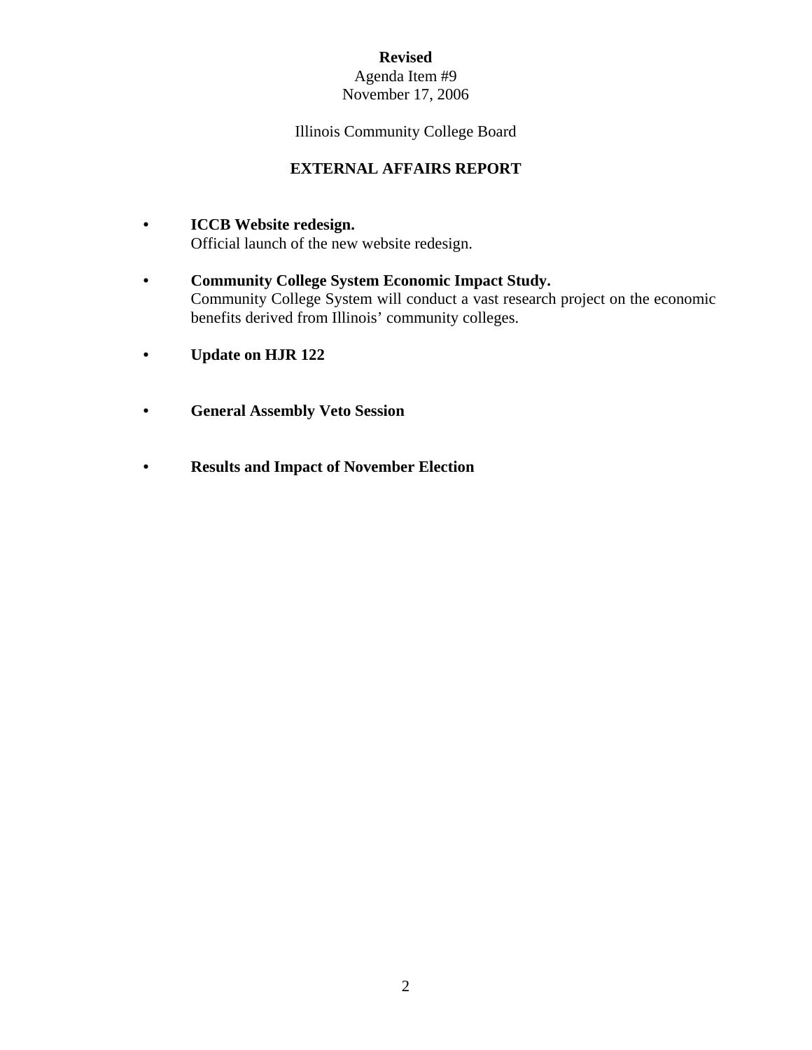**Revised**

Agenda Item #9

November 17, 2006

Illinois Community College Board

## EXTERNAL AFFAIRS REPORT

- **ICCB Website redesign.**
  Official launch of the new website redesign.

- **Community College System Economic Impact Study.**
  Community College System will conduct a vast research project on the economic benefits derived from Illinois' community colleges.

- **Update on HJR 122**

- **General Assembly Veto Session**

- **Results and Impact of November Election**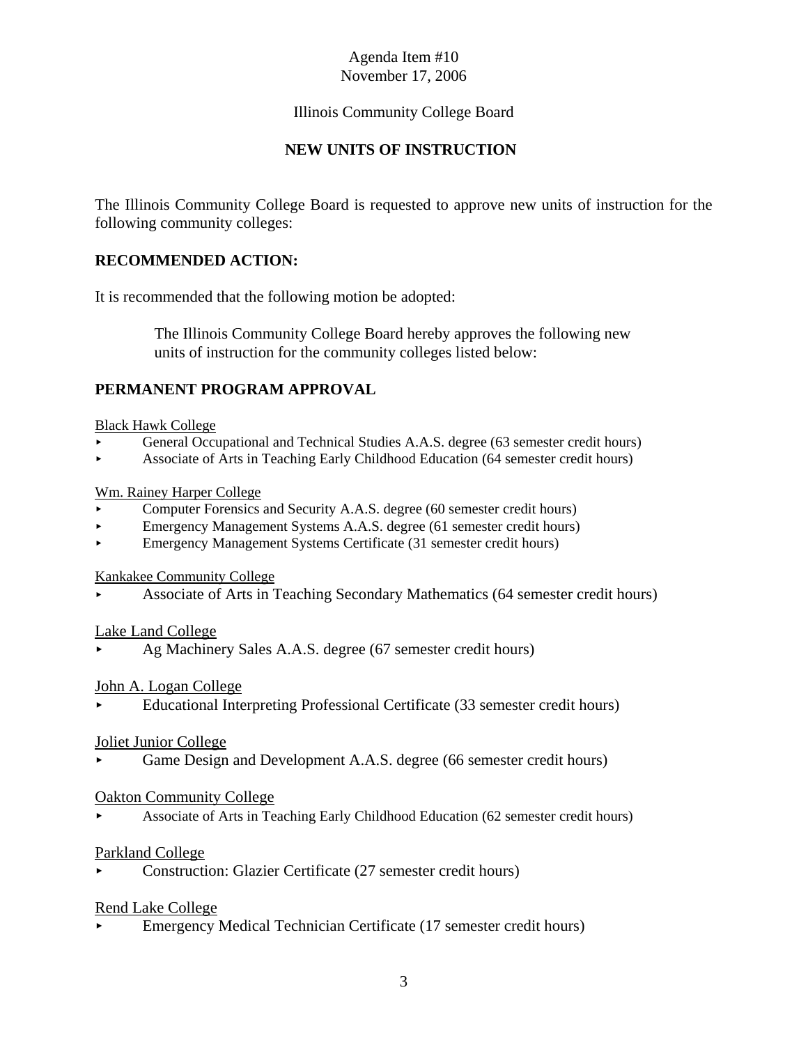Agenda Item #10
November 17, 2006

Illinois Community College Board

## NEW UNITS OF INSTRUCTION

The Illinois Community College Board is requested to approve new units of instruction for the following community colleges:

### RECOMMENDED ACTION:

It is recommended that the following motion be adopted:

> The Illinois Community College Board hereby approves the following new units of instruction for the community colleges listed below:

### PERMANENT PROGRAM APPROVAL

Black Hawk College

- General Occupational and Technical Studies A.A.S. degree (63 semester credit hours)
- Associate of Arts in Teaching Early Childhood Education (64 semester credit hours)

Wm. Rainey Harper College

- Computer Forensics and Security A.A.S. degree (60 semester credit hours)
- Emergency Management Systems A.A.S. degree (61 semester credit hours)
- Emergency Management Systems Certificate (31 semester credit hours)

Kankakee Community College

- Associate of Arts in Teaching Secondary Mathematics (64 semester credit hours)

Lake Land College

- Ag Machinery Sales A.A.S. degree (67 semester credit hours)

John A. Logan College

- Educational Interpreting Professional Certificate (33 semester credit hours)

Joliet Junior College

- Game Design and Development A.A.S. degree (66 semester credit hours)

Oakton Community College

- Associate of Arts in Teaching Early Childhood Education (62 semester credit hours)

Parkland College

- Construction: Glazier Certificate (27 semester credit hours)

Rend Lake College

- Emergency Medical Technician Certificate (17 semester credit hours)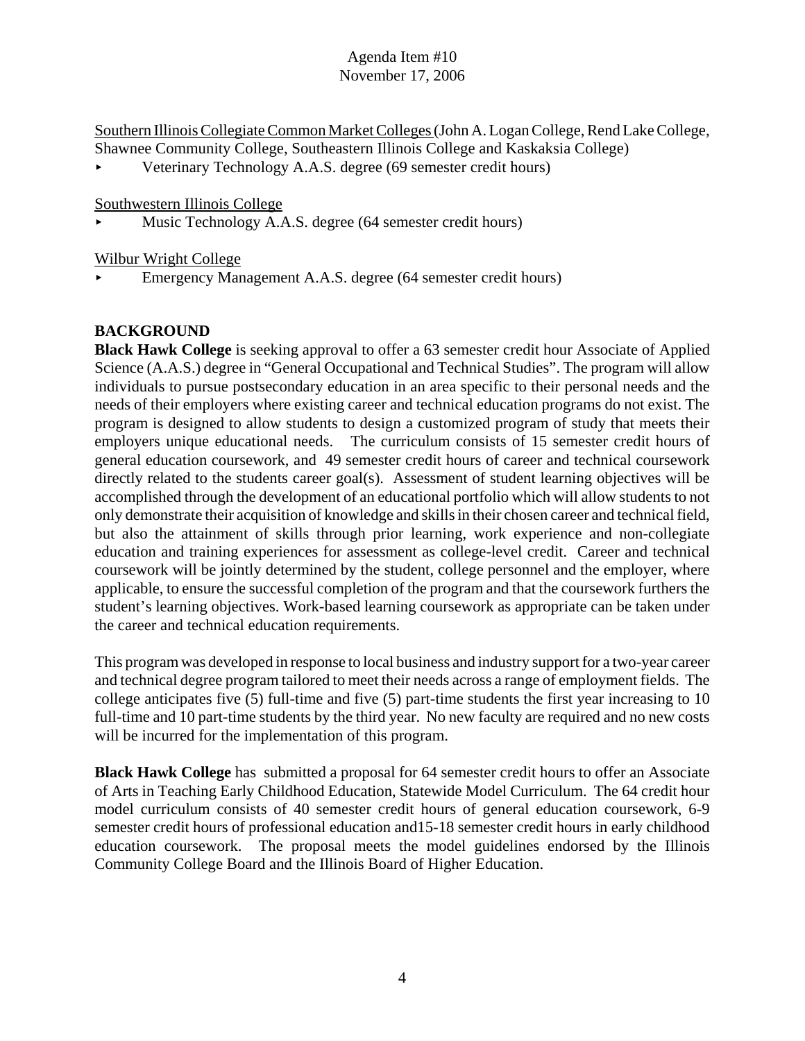Southern Illinois Collegiate Common Market Colleges (John A. Logan College, Rend Lake College, Shawnee Community College, Southeastern Illinois College and Kaskaksia College)

- Veterinary Technology A.A.S. degree (69 semester credit hours)

Southwestern Illinois College

- Music Technology A.A.S. degree (64 semester credit hours)

Wilbur Wright College

- Emergency Management A.A.S. degree (64 semester credit hours)

## BACKGROUND

**Black Hawk College** is seeking approval to offer a 63 semester credit hour Associate of Applied Science (A.A.S.) degree in "General Occupational and Technical Studies". The program will allow individuals to pursue postsecondary education in an area specific to their personal needs and the needs of their employers where existing career and technical education programs do not exist. The program is designed to allow students to design a customized program of study that meets their employers unique educational needs. The curriculum consists of 15 semester credit hours of general education coursework, and 49 semester credit hours of career and technical coursework directly related to the students career goal(s). Assessment of student learning objectives will be accomplished through the development of an educational portfolio which will allow students to not only demonstrate their acquisition of knowledge and skills in their chosen career and technical field, but also the attainment of skills through prior learning, work experience and non-collegiate education and training experiences for assessment as college-level credit. Career and technical coursework will be jointly determined by the student, college personnel and the employer, where applicable, to ensure the successful completion of the program and that the coursework furthers the student's learning objectives. Work-based learning coursework as appropriate can be taken under the career and technical education requirements.

This program was developed in response to local business and industry support for a two-year career and technical degree program tailored to meet their needs across a range of employment fields. The college anticipates five (5) full-time and five (5) part-time students the first year increasing to 10 full-time and 10 part-time students by the third year. No new faculty are required and no new costs will be incurred for the implementation of this program.

**Black Hawk College** has submitted a proposal for 64 semester credit hours to offer an Associate of Arts in Teaching Early Childhood Education, Statewide Model Curriculum. The 64 credit hour model curriculum consists of 40 semester credit hours of general education coursework, 6-9 semester credit hours of professional education and15-18 semester credit hours in early childhood education coursework. The proposal meets the model guidelines endorsed by the Illinois Community College Board and the Illinois Board of Higher Education.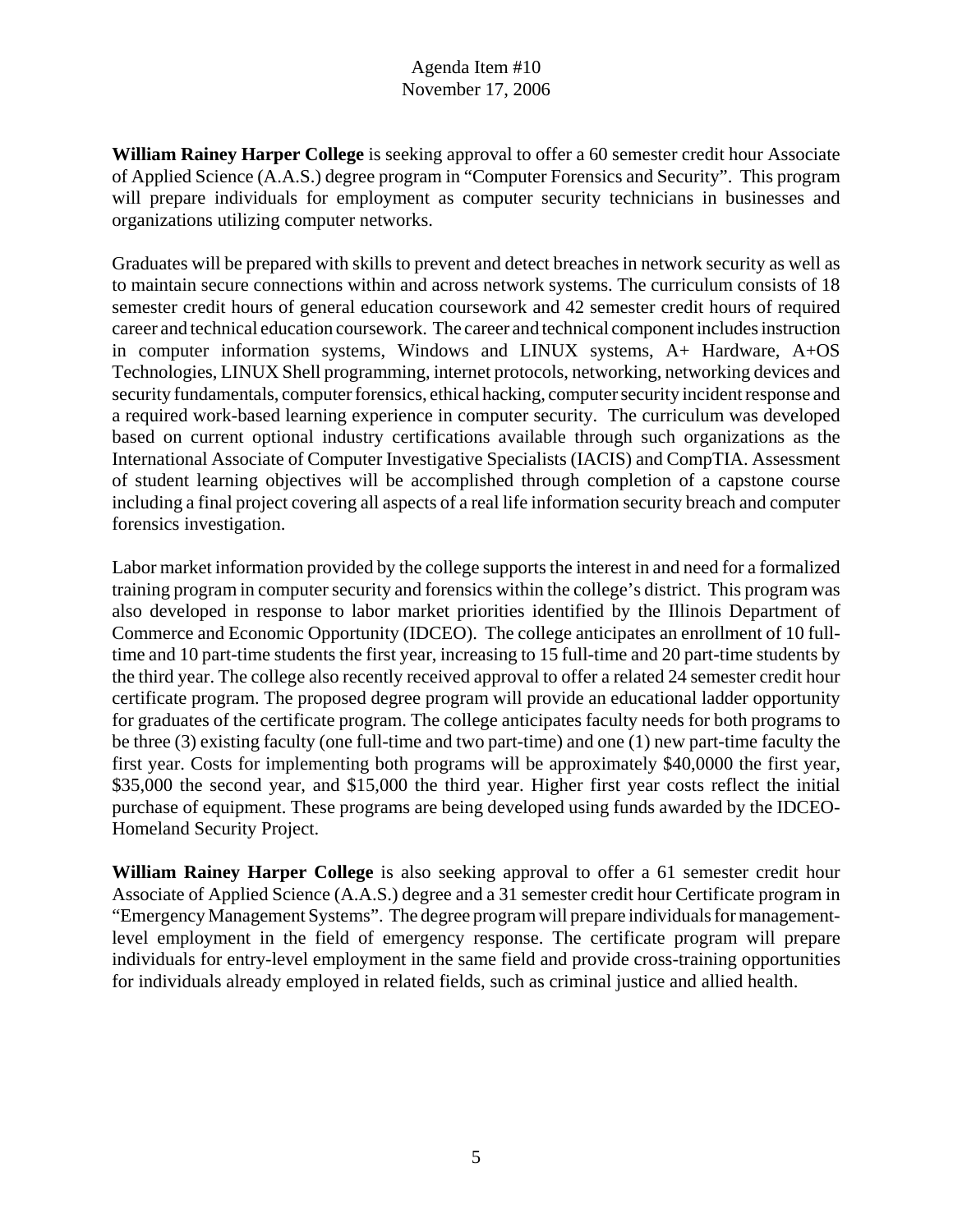Agenda Item #10
November 17, 2006

**William Rainey Harper College** is seeking approval to offer a 60 semester credit hour Associate of Applied Science (A.A.S.) degree program in "Computer Forensics and Security". This program will prepare individuals for employment as computer security technicians in businesses and organizations utilizing computer networks.

Graduates will be prepared with skills to prevent and detect breaches in network security as well as to maintain secure connections within and across network systems. The curriculum consists of 18 semester credit hours of general education coursework and 42 semester credit hours of required career and technical education coursework. The career and technical component includes instruction in computer information systems, Windows and LINUX systems, A+ Hardware, A+OS Technologies, LINUX Shell programming, internet protocols, networking, networking devices and security fundamentals, computer forensics, ethical hacking, computer security incident response and a required work-based learning experience in computer security. The curriculum was developed based on current optional industry certifications available through such organizations as the International Associate of Computer Investigative Specialists (IACIS) and CompTIA. Assessment of student learning objectives will be accomplished through completion of a capstone course including a final project covering all aspects of a real life information security breach and computer forensics investigation.

Labor market information provided by the college supports the interest in and need for a formalized training program in computer security and forensics within the college's district. This program was also developed in response to labor market priorities identified by the Illinois Department of Commerce and Economic Opportunity (IDCEO). The college anticipates an enrollment of 10 full-time and 10 part-time students the first year, increasing to 15 full-time and 20 part-time students by the third year. The college also recently received approval to offer a related 24 semester credit hour certificate program. The proposed degree program will provide an educational ladder opportunity for graduates of the certificate program. The college anticipates faculty needs for both programs to be three (3) existing faculty (one full-time and two part-time) and one (1) new part-time faculty the first year. Costs for implementing both programs will be approximately $40,0000 the first year, $35,000 the second year, and $15,000 the third year. Higher first year costs reflect the initial purchase of equipment. These programs are being developed using funds awarded by the IDCEO-Homeland Security Project.

**William Rainey Harper College** is also seeking approval to offer a 61 semester credit hour Associate of Applied Science (A.A.S.) degree and a 31 semester credit hour Certificate program in "Emergency Management Systems". The degree program will prepare individuals for management-level employment in the field of emergency response. The certificate program will prepare individuals for entry-level employment in the same field and provide cross-training opportunities for individuals already employed in related fields, such as criminal justice and allied health.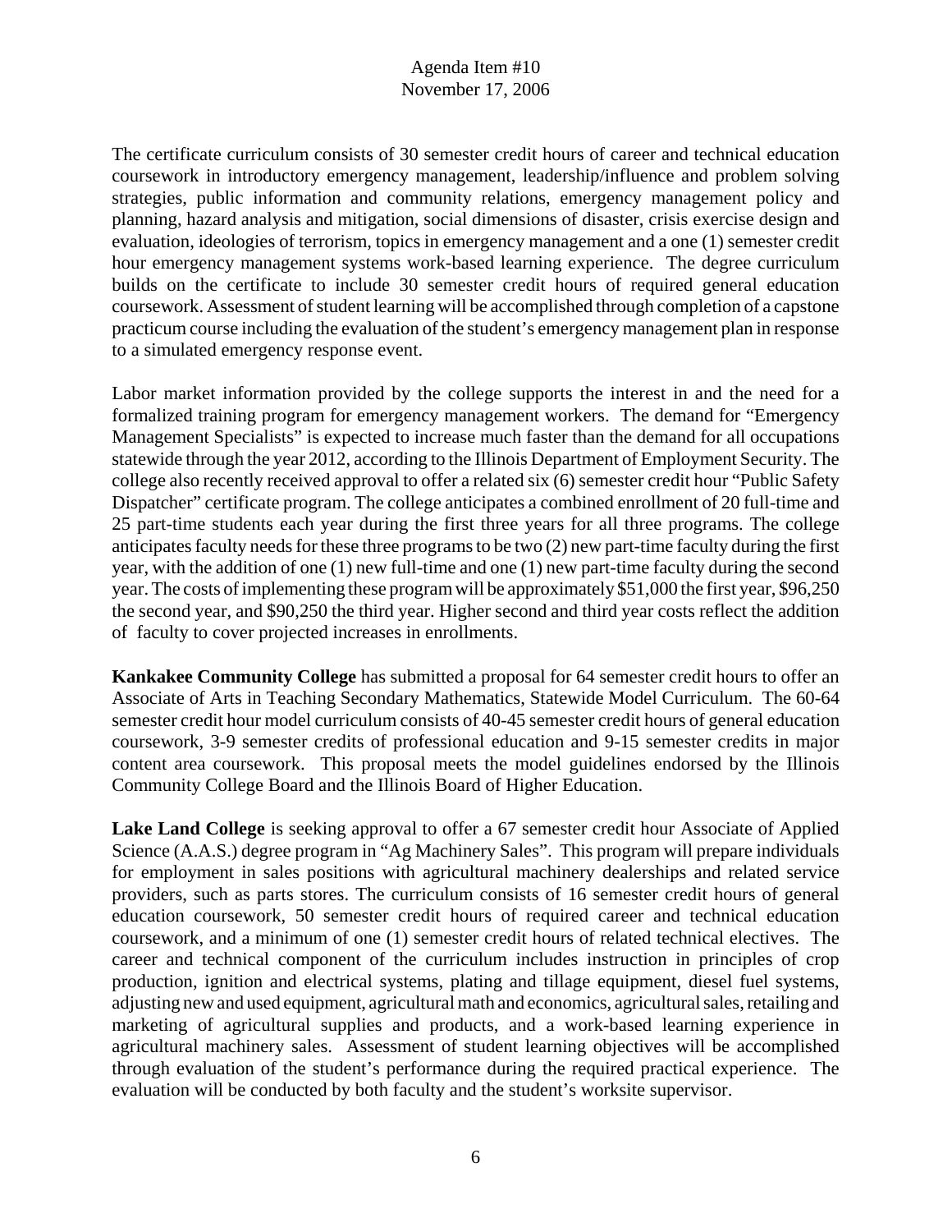The certificate curriculum consists of 30 semester credit hours of career and technical education coursework in introductory emergency management, leadership/influence and problem solving strategies, public information and community relations, emergency management policy and planning, hazard analysis and mitigation, social dimensions of disaster, crisis exercise design and evaluation, ideologies of terrorism, topics in emergency management and a one (1) semester credit hour emergency management systems work-based learning experience. The degree curriculum builds on the certificate to include 30 semester credit hours of required general education coursework. Assessment of student learning will be accomplished through completion of a capstone practicum course including the evaluation of the student's emergency management plan in response to a simulated emergency response event.

Labor market information provided by the college supports the interest in and the need for a formalized training program for emergency management workers. The demand for "Emergency Management Specialists" is expected to increase much faster than the demand for all occupations statewide through the year 2012, according to the Illinois Department of Employment Security. The college also recently received approval to offer a related six (6) semester credit hour "Public Safety Dispatcher" certificate program. The college anticipates a combined enrollment of 20 full-time and 25 part-time students each year during the first three years for all three programs. The college anticipates faculty needs for these three programs to be two (2) new part-time faculty during the first year, with the addition of one (1) new full-time and one (1) new part-time faculty during the second year. The costs of implementing these program will be approximately $51,000 the first year, $96,250 the second year, and $90,250 the third year. Higher second and third year costs reflect the addition of faculty to cover projected increases in enrollments.

**Kankakee Community College** has submitted a proposal for 64 semester credit hours to offer an Associate of Arts in Teaching Secondary Mathematics, Statewide Model Curriculum. The 60-64 semester credit hour model curriculum consists of 40-45 semester credit hours of general education coursework, 3-9 semester credits of professional education and 9-15 semester credits in major content area coursework. This proposal meets the model guidelines endorsed by the Illinois Community College Board and the Illinois Board of Higher Education.

**Lake Land College** is seeking approval to offer a 67 semester credit hour Associate of Applied Science (A.A.S.) degree program in "Ag Machinery Sales". This program will prepare individuals for employment in sales positions with agricultural machinery dealerships and related service providers, such as parts stores. The curriculum consists of 16 semester credit hours of general education coursework, 50 semester credit hours of required career and technical education coursework, and a minimum of one (1) semester credit hours of related technical electives. The career and technical component of the curriculum includes instruction in principles of crop production, ignition and electrical systems, plating and tillage equipment, diesel fuel systems, adjusting new and used equipment, agricultural math and economics, agricultural sales, retailing and marketing of agricultural supplies and products, and a work-based learning experience in agricultural machinery sales. Assessment of student learning objectives will be accomplished through evaluation of the student's performance during the required practical experience. The evaluation will be conducted by both faculty and the student's worksite supervisor.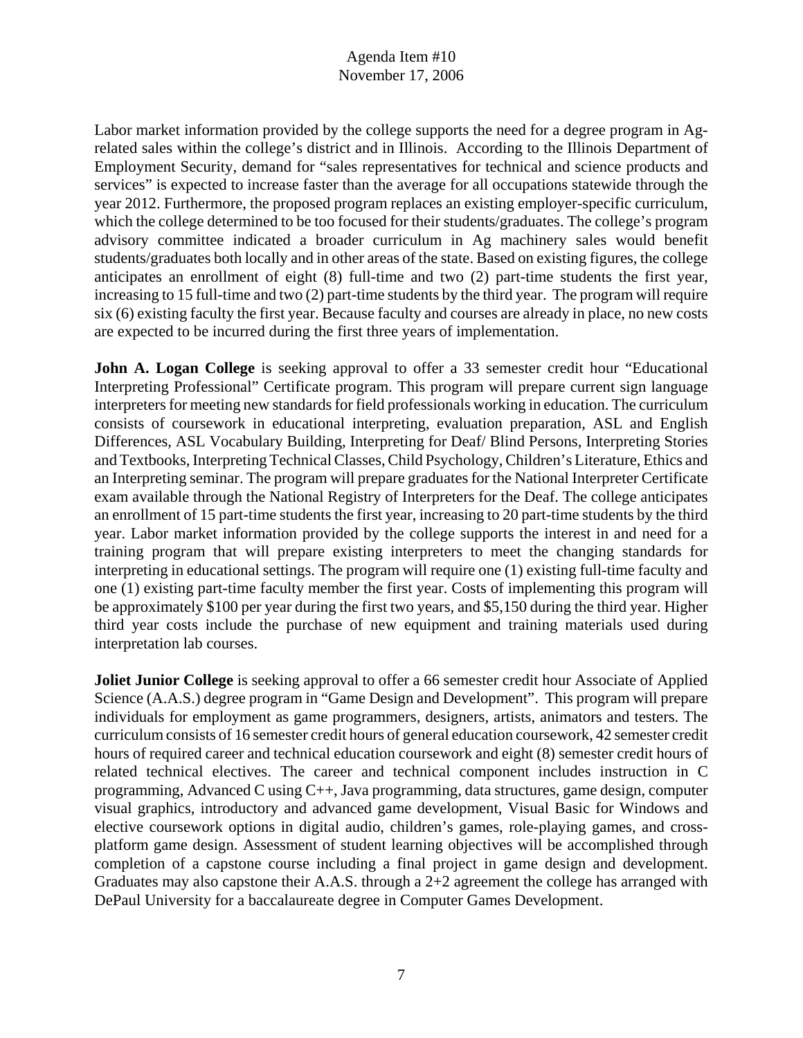Labor market information provided by the college supports the need for a degree program in Ag-related sales within the college's district and in Illinois. According to the Illinois Department of Employment Security, demand for "sales representatives for technical and science products and services" is expected to increase faster than the average for all occupations statewide through the year 2012. Furthermore, the proposed program replaces an existing employer-specific curriculum, which the college determined to be too focused for their students/graduates. The college's program advisory committee indicated a broader curriculum in Ag machinery sales would benefit students/graduates both locally and in other areas of the state. Based on existing figures, the college anticipates an enrollment of eight (8) full-time and two (2) part-time students the first year, increasing to 15 full-time and two (2) part-time students by the third year. The program will require six (6) existing faculty the first year. Because faculty and courses are already in place, no new costs are expected to be incurred during the first three years of implementation.

**John A. Logan College** is seeking approval to offer a 33 semester credit hour "Educational Interpreting Professional" Certificate program. This program will prepare current sign language interpreters for meeting new standards for field professionals working in education. The curriculum consists of coursework in educational interpreting, evaluation preparation, ASL and English Differences, ASL Vocabulary Building, Interpreting for Deaf/ Blind Persons, Interpreting Stories and Textbooks, Interpreting Technical Classes, Child Psychology, Children's Literature, Ethics and an Interpreting seminar. The program will prepare graduates for the National Interpreter Certificate exam available through the National Registry of Interpreters for the Deaf. The college anticipates an enrollment of 15 part-time students the first year, increasing to 20 part-time students by the third year. Labor market information provided by the college supports the interest in and need for a training program that will prepare existing interpreters to meet the changing standards for interpreting in educational settings. The program will require one (1) existing full-time faculty and one (1) existing part-time faculty member the first year. Costs of implementing this program will be approximately $100 per year during the first two years, and $5,150 during the third year. Higher third year costs include the purchase of new equipment and training materials used during interpretation lab courses.

**Joliet Junior College** is seeking approval to offer a 66 semester credit hour Associate of Applied Science (A.A.S.) degree program in "Game Design and Development". This program will prepare individuals for employment as game programmers, designers, artists, animators and testers. The curriculum consists of 16 semester credit hours of general education coursework, 42 semester credit hours of required career and technical education coursework and eight (8) semester credit hours of related technical electives. The career and technical component includes instruction in C programming, Advanced C using C++, Java programming, data structures, game design, computer visual graphics, introductory and advanced game development, Visual Basic for Windows and elective coursework options in digital audio, children's games, role-playing games, and cross-platform game design. Assessment of student learning objectives will be accomplished through completion of a capstone course including a final project in game design and development. Graduates may also capstone their A.A.S. through a 2+2 agreement the college has arranged with DePaul University for a baccalaureate degree in Computer Games Development.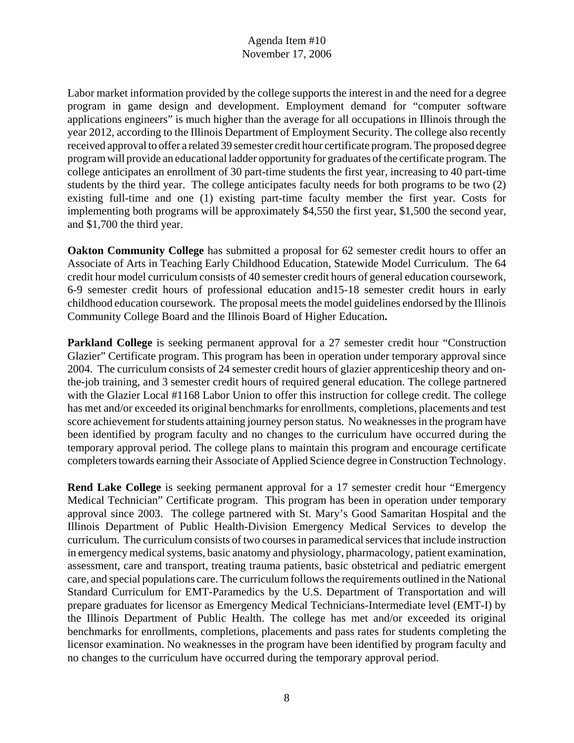Labor market information provided by the college supports the interest in and the need for a degree program in game design and development. Employment demand for "computer software applications engineers" is much higher than the average for all occupations in Illinois through the year 2012, according to the Illinois Department of Employment Security. The college also recently received approval to offer a related 39 semester credit hour certificate program. The proposed degree program will provide an educational ladder opportunity for graduates of the certificate program. The college anticipates an enrollment of 30 part-time students the first year, increasing to 40 part-time students by the third year. The college anticipates faculty needs for both programs to be two (2) existing full-time and one (1) existing part-time faculty member the first year. Costs for implementing both programs will be approximately $4,550 the first year, $1,500 the second year, and $1,700 the third year.

**Oakton Community College** has submitted a proposal for 62 semester credit hours to offer an Associate of Arts in Teaching Early Childhood Education, Statewide Model Curriculum. The 64 credit hour model curriculum consists of 40 semester credit hours of general education coursework, 6-9 semester credit hours of professional education and15-18 semester credit hours in early childhood education coursework. The proposal meets the model guidelines endorsed by the Illinois Community College Board and the Illinois Board of Higher Education**.**

**Parkland College** is seeking permanent approval for a 27 semester credit hour "Construction Glazier" Certificate program. This program has been in operation under temporary approval since 2004. The curriculum consists of 24 semester credit hours of glazier apprenticeship theory and on-the-job training, and 3 semester credit hours of required general education. The college partnered with the Glazier Local #1168 Labor Union to offer this instruction for college credit. The college has met and/or exceeded its original benchmarks for enrollments, completions, placements and test score achievement for students attaining journey person status. No weaknesses in the program have been identified by program faculty and no changes to the curriculum have occurred during the temporary approval period. The college plans to maintain this program and encourage certificate completers towards earning their Associate of Applied Science degree in Construction Technology.

**Rend Lake College** is seeking permanent approval for a 17 semester credit hour "Emergency Medical Technician" Certificate program. This program has been in operation under temporary approval since 2003. The college partnered with St. Mary's Good Samaritan Hospital and the Illinois Department of Public Health-Division Emergency Medical Services to develop the curriculum. The curriculum consists of two courses in paramedical services that include instruction in emergency medical systems, basic anatomy and physiology, pharmacology, patient examination, assessment, care and transport, treating trauma patients, basic obstetrical and pediatric emergent care, and special populations care. The curriculum follows the requirements outlined in the National Standard Curriculum for EMT-Paramedics by the U.S. Department of Transportation and will prepare graduates for licensor as Emergency Medical Technicians-Intermediate level (EMT-I) by the Illinois Department of Public Health. The college has met and/or exceeded its original benchmarks for enrollments, completions, placements and pass rates for students completing the licensor examination. No weaknesses in the program have been identified by program faculty and no changes to the curriculum have occurred during the temporary approval period.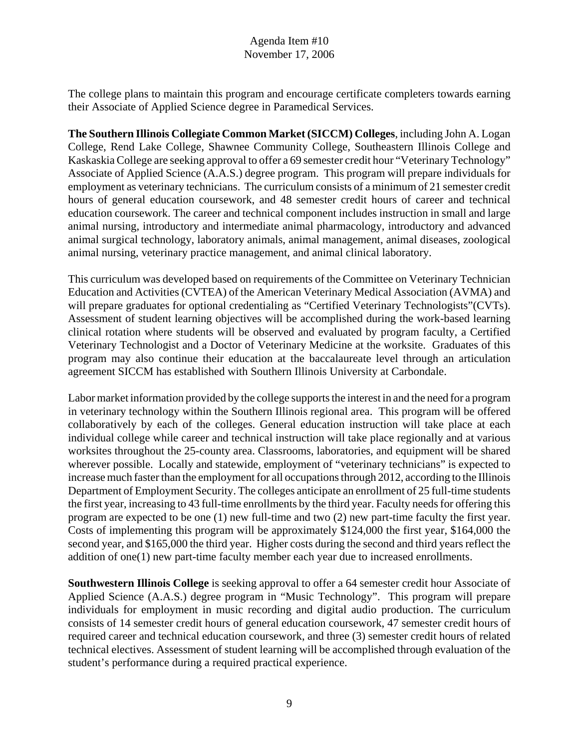The college plans to maintain this program and encourage certificate completers towards earning their Associate of Applied Science degree in Paramedical Services.

**The Southern Illinois Collegiate Common Market (SICCM) Colleges**, including John A. Logan College, Rend Lake College, Shawnee Community College, Southeastern Illinois College and Kaskaskia College are seeking approval to offer a 69 semester credit hour "Veterinary Technology" Associate of Applied Science (A.A.S.) degree program. This program will prepare individuals for employment as veterinary technicians. The curriculum consists of a minimum of 21 semester credit hours of general education coursework, and 48 semester credit hours of career and technical education coursework. The career and technical component includes instruction in small and large animal nursing, introductory and intermediate animal pharmacology, introductory and advanced animal surgical technology, laboratory animals, animal management, animal diseases, zoological animal nursing, veterinary practice management, and animal clinical laboratory.

This curriculum was developed based on requirements of the Committee on Veterinary Technician Education and Activities (CVTEA) of the American Veterinary Medical Association (AVMA) and will prepare graduates for optional credentialing as "Certified Veterinary Technologists"(CVTs). Assessment of student learning objectives will be accomplished during the work-based learning clinical rotation where students will be observed and evaluated by program faculty, a Certified Veterinary Technologist and a Doctor of Veterinary Medicine at the worksite. Graduates of this program may also continue their education at the baccalaureate level through an articulation agreement SICCM has established with Southern Illinois University at Carbondale.

Labor market information provided by the college supports the interest in and the need for a program in veterinary technology within the Southern Illinois regional area. This program will be offered collaboratively by each of the colleges. General education instruction will take place at each individual college while career and technical instruction will take place regionally and at various worksites throughout the 25-county area. Classrooms, laboratories, and equipment will be shared wherever possible. Locally and statewide, employment of "veterinary technicians" is expected to increase much faster than the employment for all occupations through 2012, according to the Illinois Department of Employment Security. The colleges anticipate an enrollment of 25 full-time students the first year, increasing to 43 full-time enrollments by the third year. Faculty needs for offering this program are expected to be one (1) new full-time and two (2) new part-time faculty the first year. Costs of implementing this program will be approximately $124,000 the first year, $164,000 the second year, and $165,000 the third year. Higher costs during the second and third years reflect the addition of one(1) new part-time faculty member each year due to increased enrollments.

**Southwestern Illinois College** is seeking approval to offer a 64 semester credit hour Associate of Applied Science (A.A.S.) degree program in "Music Technology". This program will prepare individuals for employment in music recording and digital audio production. The curriculum consists of 14 semester credit hours of general education coursework, 47 semester credit hours of required career and technical education coursework, and three (3) semester credit hours of related technical electives. Assessment of student learning will be accomplished through evaluation of the student's performance during a required practical experience.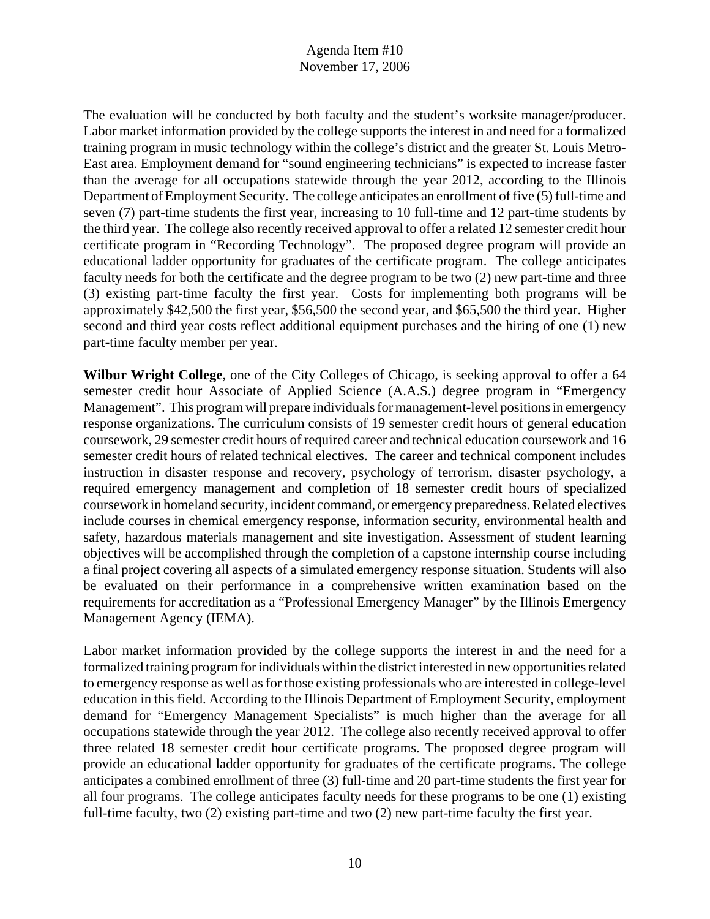The evaluation will be conducted by both faculty and the student's worksite manager/producer. Labor market information provided by the college supports the interest in and need for a formalized training program in music technology within the college's district and the greater St. Louis Metro-East area. Employment demand for "sound engineering technicians" is expected to increase faster than the average for all occupations statewide through the year 2012, according to the Illinois Department of Employment Security. The college anticipates an enrollment of five (5) full-time and seven (7) part-time students the first year, increasing to 10 full-time and 12 part-time students by the third year. The college also recently received approval to offer a related 12 semester credit hour certificate program in "Recording Technology". The proposed degree program will provide an educational ladder opportunity for graduates of the certificate program. The college anticipates faculty needs for both the certificate and the degree program to be two (2) new part-time and three (3) existing part-time faculty the first year. Costs for implementing both programs will be approximately $42,500 the first year, $56,500 the second year, and $65,500 the third year. Higher second and third year costs reflect additional equipment purchases and the hiring of one (1) new part-time faculty member per year.

**Wilbur Wright College**, one of the City Colleges of Chicago, is seeking approval to offer a 64 semester credit hour Associate of Applied Science (A.A.S.) degree program in "Emergency Management". This program will prepare individuals for management-level positions in emergency response organizations. The curriculum consists of 19 semester credit hours of general education coursework, 29 semester credit hours of required career and technical education coursework and 16 semester credit hours of related technical electives. The career and technical component includes instruction in disaster response and recovery, psychology of terrorism, disaster psychology, a required emergency management and completion of 18 semester credit hours of specialized coursework in homeland security, incident command, or emergency preparedness. Related electives include courses in chemical emergency response, information security, environmental health and safety, hazardous materials management and site investigation. Assessment of student learning objectives will be accomplished through the completion of a capstone internship course including a final project covering all aspects of a simulated emergency response situation. Students will also be evaluated on their performance in a comprehensive written examination based on the requirements for accreditation as a "Professional Emergency Manager" by the Illinois Emergency Management Agency (IEMA).

Labor market information provided by the college supports the interest in and the need for a formalized training program for individuals within the district interested in new opportunities related to emergency response as well as for those existing professionals who are interested in college-level education in this field. According to the Illinois Department of Employment Security, employment demand for "Emergency Management Specialists" is much higher than the average for all occupations statewide through the year 2012. The college also recently received approval to offer three related 18 semester credit hour certificate programs. The proposed degree program will provide an educational ladder opportunity for graduates of the certificate programs. The college anticipates a combined enrollment of three (3) full-time and 20 part-time students the first year for all four programs. The college anticipates faculty needs for these programs to be one (1) existing full-time faculty, two (2) existing part-time and two (2) new part-time faculty the first year.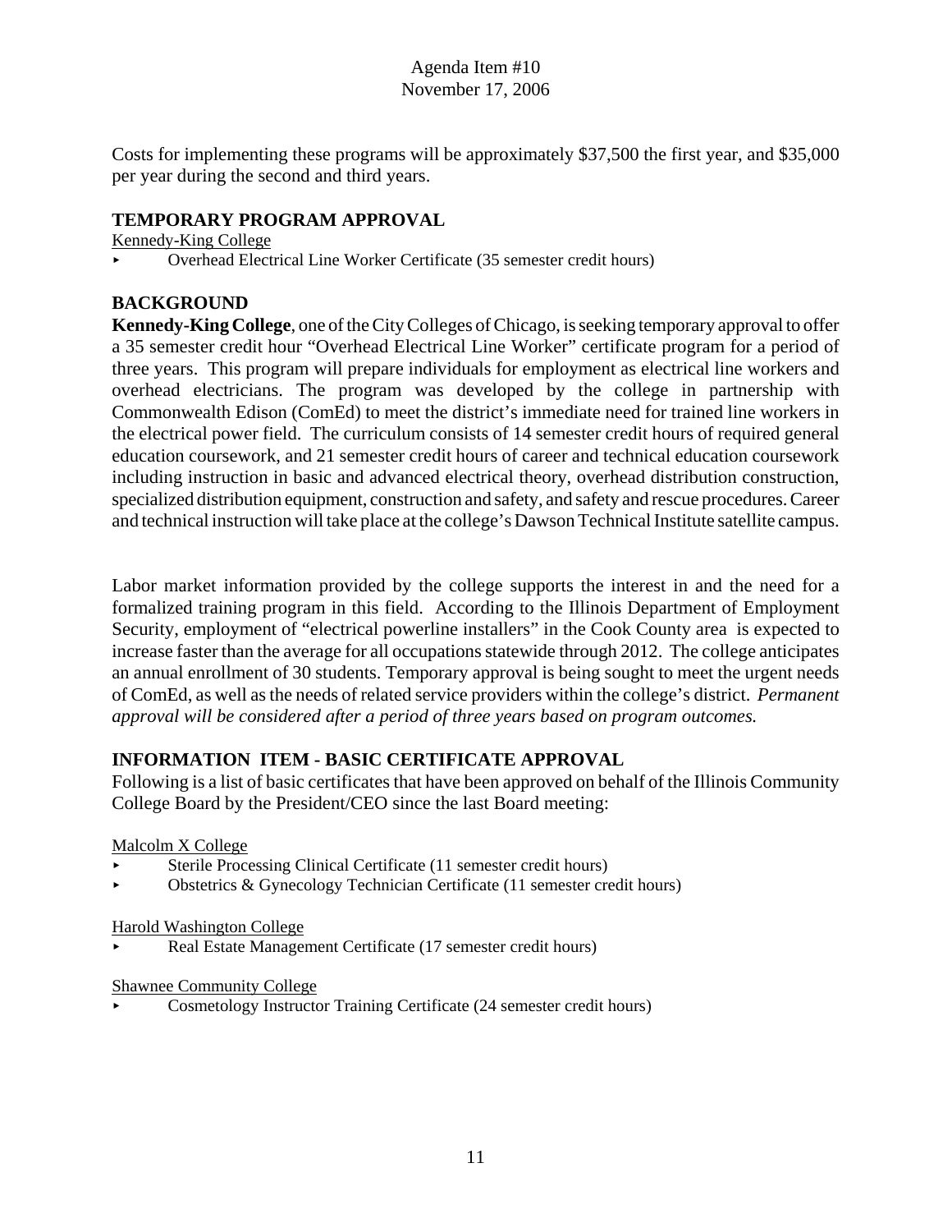Costs for implementing these programs will be approximately $37,500 the first year, and $35,000 per year during the second and third years.

## TEMPORARY PROGRAM APPROVAL

Kennedy-King College

- Overhead Electrical Line Worker Certificate (35 semester credit hours)

## BACKGROUND

**Kennedy-King College**, one of the City Colleges of Chicago, is seeking temporary approval to offer a 35 semester credit hour "Overhead Electrical Line Worker" certificate program for a period of three years. This program will prepare individuals for employment as electrical line workers and overhead electricians. The program was developed by the college in partnership with Commonwealth Edison (ComEd) to meet the district's immediate need for trained line workers in the electrical power field. The curriculum consists of 14 semester credit hours of required general education coursework, and 21 semester credit hours of career and technical education coursework including instruction in basic and advanced electrical theory, overhead distribution construction, specialized distribution equipment, construction and safety, and safety and rescue procedures. Career and technical instruction will take place at the college's Dawson Technical Institute satellite campus.

Labor market information provided by the college supports the interest in and the need for a formalized training program in this field. According to the Illinois Department of Employment Security, employment of "electrical powerline installers" in the Cook County area is expected to increase faster than the average for all occupations statewide through 2012. The college anticipates an annual enrollment of 30 students. Temporary approval is being sought to meet the urgent needs of ComEd, as well as the needs of related service providers within the college's district. *Permanent approval will be considered after a period of three years based on program outcomes.*

## INFORMATION ITEM - BASIC CERTIFICATE APPROVAL

Following is a list of basic certificates that have been approved on behalf of the Illinois Community College Board by the President/CEO since the last Board meeting:

Malcolm X College

- Sterile Processing Clinical Certificate (11 semester credit hours)
- Obstetrics & Gynecology Technician Certificate (11 semester credit hours)

Harold Washington College

- Real Estate Management Certificate (17 semester credit hours)

Shawnee Community College

- Cosmetology Instructor Training Certificate (24 semester credit hours)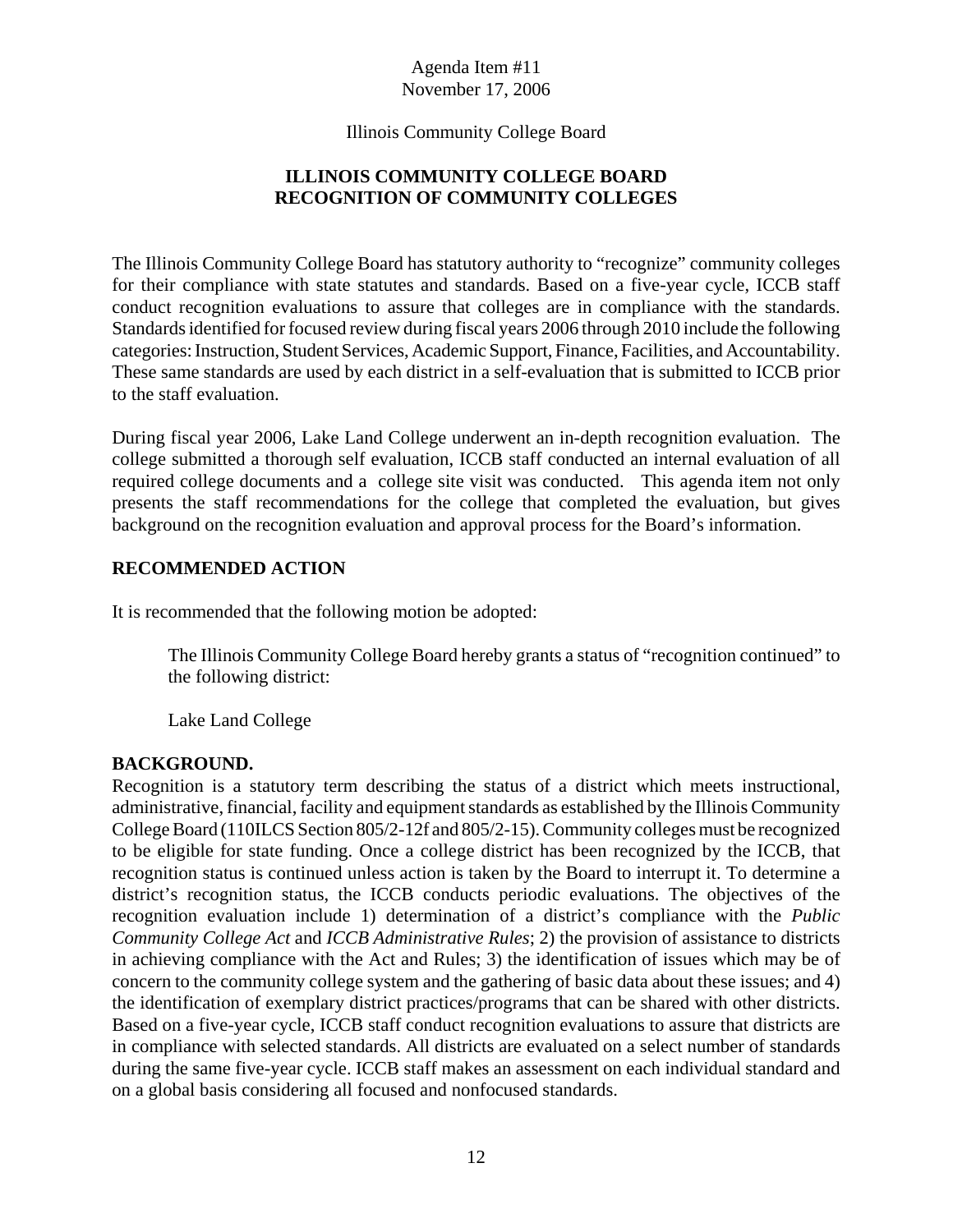Agenda Item #11
November 17, 2006

Illinois Community College Board

**ILLINOIS COMMUNITY COLLEGE BOARD**
**RECOGNITION OF COMMUNITY COLLEGES**

The Illinois Community College Board has statutory authority to "recognize" community colleges for their compliance with state statutes and standards. Based on a five-year cycle, ICCB staff conduct recognition evaluations to assure that colleges are in compliance with the standards. Standards identified for focused review during fiscal years 2006 through 2010 include the following categories: Instruction, Student Services, Academic Support, Finance, Facilities, and Accountability. These same standards are used by each district in a self-evaluation that is submitted to ICCB prior to the staff evaluation.

During fiscal year 2006, Lake Land College underwent an in-depth recognition evaluation. The college submitted a thorough self evaluation, ICCB staff conducted an internal evaluation of all required college documents and a college site visit was conducted. This agenda item not only presents the staff recommendations for the college that completed the evaluation, but gives background on the recognition evaluation and approval process for the Board's information.

**RECOMMENDED ACTION**

It is recommended that the following motion be adopted:

> The Illinois Community College Board hereby grants a status of "recognition continued" to the following district:
>
> Lake Land College

**BACKGROUND.**
Recognition is a statutory term describing the status of a district which meets instructional, administrative, financial, facility and equipment standards as established by the Illinois Community College Board (110ILCS Section 805/2-12f and 805/2-15). Community colleges must be recognized to be eligible for state funding. Once a college district has been recognized by the ICCB, that recognition status is continued unless action is taken by the Board to interrupt it. To determine a district's recognition status, the ICCB conducts periodic evaluations. The objectives of the recognition evaluation include 1) determination of a district's compliance with the *Public Community College Act* and *ICCB Administrative Rules*; 2) the provision of assistance to districts in achieving compliance with the Act and Rules; 3) the identification of issues which may be of concern to the community college system and the gathering of basic data about these issues; and 4) the identification of exemplary district practices/programs that can be shared with other districts. Based on a five-year cycle, ICCB staff conduct recognition evaluations to assure that districts are in compliance with selected standards. All districts are evaluated on a select number of standards during the same five-year cycle. ICCB staff makes an assessment on each individual standard and on a global basis considering all focused and nonfocused standards.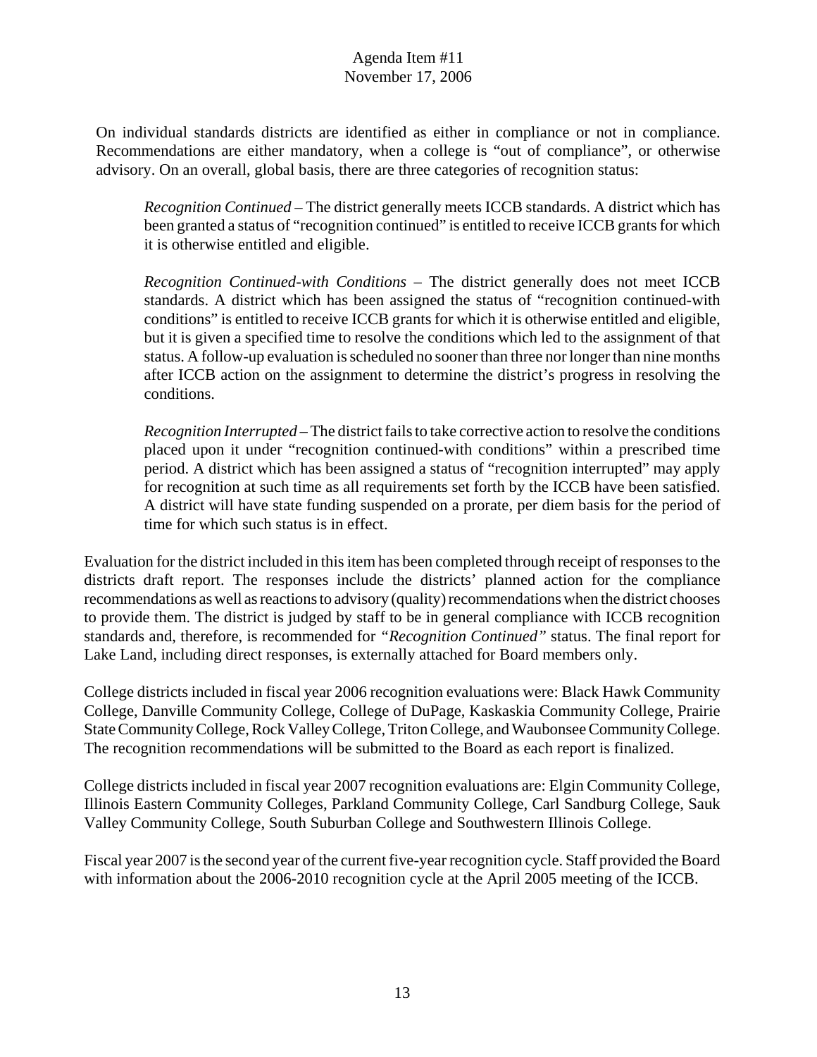On individual standards districts are identified as either in compliance or not in compliance. Recommendations are either mandatory, when a college is "out of compliance", or otherwise advisory. On an overall, global basis, there are three categories of recognition status:

> *Recognition Continued* – The district generally meets ICCB standards. A district which has been granted a status of "recognition continued" is entitled to receive ICCB grants for which it is otherwise entitled and eligible.
>
> *Recognition Continued-with Conditions* – The district generally does not meet ICCB standards. A district which has been assigned the status of "recognition continued-with conditions" is entitled to receive ICCB grants for which it is otherwise entitled and eligible, but it is given a specified time to resolve the conditions which led to the assignment of that status. A follow-up evaluation is scheduled no sooner than three nor longer than nine months after ICCB action on the assignment to determine the district's progress in resolving the conditions.
>
> *Recognition Interrupted* – The district fails to take corrective action to resolve the conditions placed upon it under "recognition continued-with conditions" within a prescribed time period. A district which has been assigned a status of "recognition interrupted" may apply for recognition at such time as all requirements set forth by the ICCB have been satisfied. A district will have state funding suspended on a prorate, per diem basis for the period of time for which such status is in effect.

Evaluation for the district included in this item has been completed through receipt of responses to the districts draft report. The responses include the districts' planned action for the compliance recommendations as well as reactions to advisory (quality) recommendations when the district chooses to provide them. The district is judged by staff to be in general compliance with ICCB recognition standards and, therefore, is recommended for *"Recognition Continued"* status. The final report for Lake Land, including direct responses, is externally attached for Board members only.

College districts included in fiscal year 2006 recognition evaluations were: Black Hawk Community College, Danville Community College, College of DuPage, Kaskaskia Community College, Prairie State Community College, Rock Valley College, Triton College, and Waubonsee Community College. The recognition recommendations will be submitted to the Board as each report is finalized.

College districts included in fiscal year 2007 recognition evaluations are: Elgin Community College, Illinois Eastern Community Colleges, Parkland Community College, Carl Sandburg College, Sauk Valley Community College, South Suburban College and Southwestern Illinois College.

Fiscal year 2007 is the second year of the current five-year recognition cycle. Staff provided the Board with information about the 2006-2010 recognition cycle at the April 2005 meeting of the ICCB.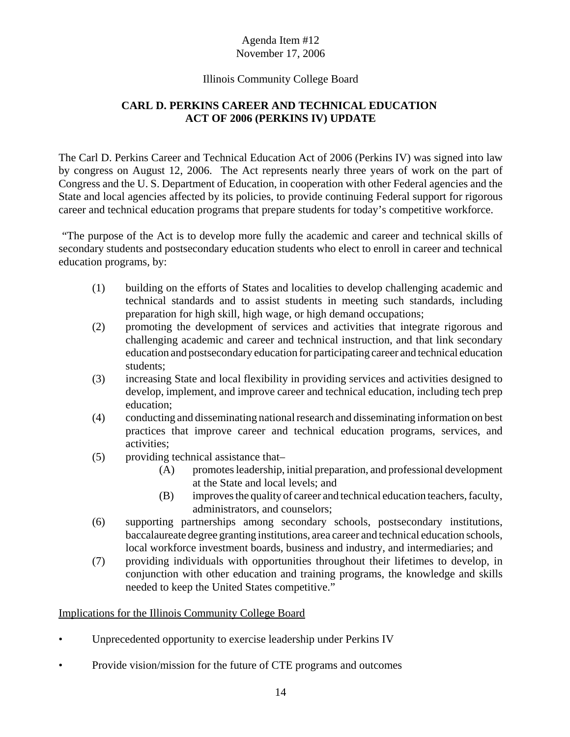Agenda Item #12
November 17, 2006

Illinois Community College Board

**CARL D. PERKINS CAREER AND TECHNICAL EDUCATION ACT OF 2006 (PERKINS IV) UPDATE**

The Carl D. Perkins Career and Technical Education Act of 2006 (Perkins IV) was signed into law by congress on August 12, 2006. The Act represents nearly three years of work on the part of Congress and the U. S. Department of Education, in cooperation with other Federal agencies and the State and local agencies affected by its policies, to provide continuing Federal support for rigorous career and technical education programs that prepare students for today's competitive workforce.

"The purpose of the Act is to develop more fully the academic and career and technical skills of secondary students and postsecondary education students who elect to enroll in career and technical education programs, by:

(1) building on the efforts of States and localities to develop challenging academic and technical standards and to assist students in meeting such standards, including preparation for high skill, high wage, or high demand occupations;
(2) promoting the development of services and activities that integrate rigorous and challenging academic and career and technical instruction, and that link secondary education and postsecondary education for participating career and technical education students;
(3) increasing State and local flexibility in providing services and activities designed to develop, implement, and improve career and technical education, including tech prep education;
(4) conducting and disseminating national research and disseminating information on best practices that improve career and technical education programs, services, and activities;
(5) providing technical assistance that–
    (A) promotes leadership, initial preparation, and professional development at the State and local levels; and
    (B) improves the quality of career and technical education teachers, faculty, administrators, and counselors;
(6) supporting partnerships among secondary schools, postsecondary institutions, baccalaureate degree granting institutions, area career and technical education schools, local workforce investment boards, business and industry, and intermediaries; and
(7) providing individuals with opportunities throughout their lifetimes to develop, in conjunction with other education and training programs, the knowledge and skills needed to keep the United States competitive."

<u>Implications for the Illinois Community College Board</u>

- Unprecedented opportunity to exercise leadership under Perkins IV
- Provide vision/mission for the future of CTE programs and outcomes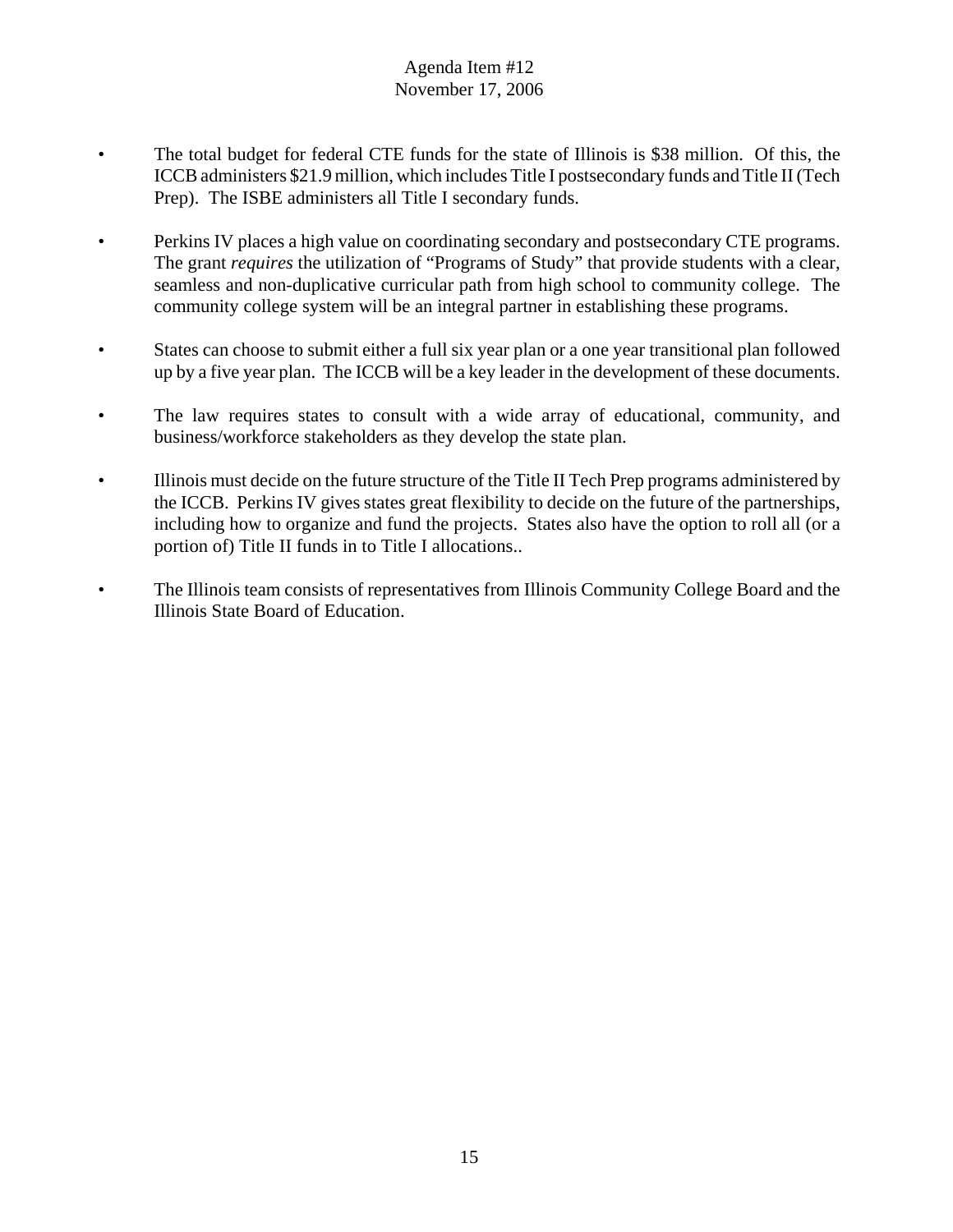- The total budget for federal CTE funds for the state of Illinois is $38 million. Of this, the ICCB administers $21.9 million, which includes Title I postsecondary funds and Title II (Tech Prep). The ISBE administers all Title I secondary funds.

- Perkins IV places a high value on coordinating secondary and postsecondary CTE programs. The grant *requires* the utilization of "Programs of Study" that provide students with a clear, seamless and non-duplicative curricular path from high school to community college. The community college system will be an integral partner in establishing these programs.

- States can choose to submit either a full six year plan or a one year transitional plan followed up by a five year plan. The ICCB will be a key leader in the development of these documents.

- The law requires states to consult with a wide array of educational, community, and business/workforce stakeholders as they develop the state plan.

- Illinois must decide on the future structure of the Title II Tech Prep programs administered by the ICCB. Perkins IV gives states great flexibility to decide on the future of the partnerships, including how to organize and fund the projects. States also have the option to roll all (or a portion of) Title II funds in to Title I allocations..

- The Illinois team consists of representatives from Illinois Community College Board and the Illinois State Board of Education.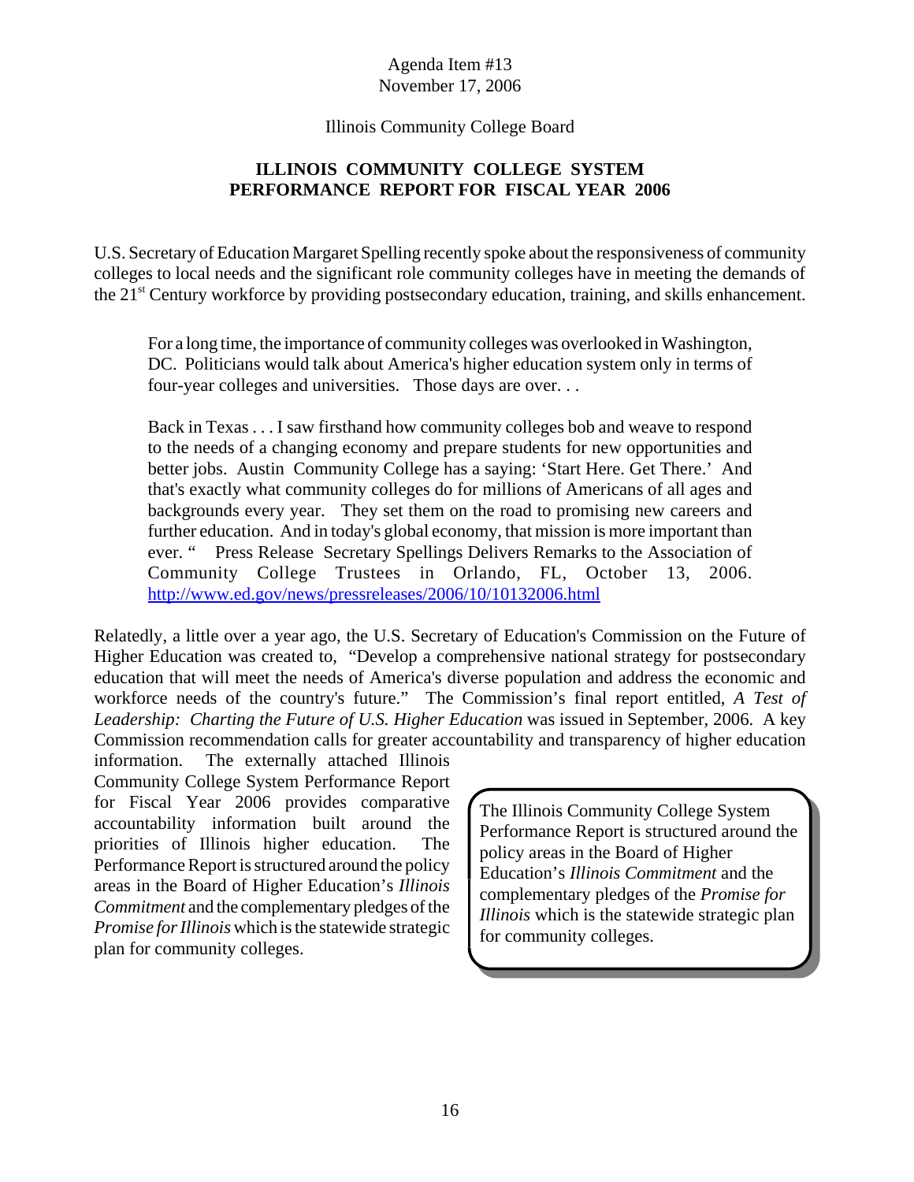Agenda Item #13
November 17, 2006

Illinois Community College Board

**ILLINOIS COMMUNITY COLLEGE SYSTEM**
**PERFORMANCE REPORT FOR FISCAL YEAR 2006**

U.S. Secretary of Education Margaret Spelling recently spoke about the responsiveness of community colleges to local needs and the significant role community colleges have in meeting the demands of the 21st Century workforce by providing postsecondary education, training, and skills enhancement.

> For a long time, the importance of community colleges was overlooked in Washington, DC. Politicians would talk about America's higher education system only in terms of four-year colleges and universities. Those days are over. . .
>
> Back in Texas . . . I saw firsthand how community colleges bob and weave to respond to the needs of a changing economy and prepare students for new opportunities and better jobs. Austin Community College has a saying: 'Start Here. Get There.' And that's exactly what community colleges do for millions of Americans of all ages and backgrounds every year. They set them on the road to promising new careers and further education. And in today's global economy, that mission is more important than ever. " Press Release Secretary Spellings Delivers Remarks to the Association of Community College Trustees in Orlando, FL, October 13, 2006. http://www.ed.gov/news/pressreleases/2006/10/10132006.html

Relatedly, a little over a year ago, the U.S. Secretary of Education's Commission on the Future of Higher Education was created to, "Develop a comprehensive national strategy for postsecondary education that will meet the needs of America's diverse population and address the economic and workforce needs of the country's future." The Commission's final report entitled, *A Test of Leadership: Charting the Future of U.S. Higher Education* was issued in September, 2006. A key Commission recommendation calls for greater accountability and transparency of higher education information. The externally attached Illinois Community College System Performance Report for Fiscal Year 2006 provides comparative accountability information built around the priorities of Illinois higher education. The Performance Report is structured around the policy areas in the Board of Higher Education's *Illinois Commitment* and the complementary pledges of the *Promise for Illinois* which is the statewide strategic plan for community colleges.

> The Illinois Community College System Performance Report is structured around the policy areas in the Board of Higher Education's *Illinois Commitment* and the complementary pledges of the *Promise for Illinois* which is the statewide strategic plan for community colleges.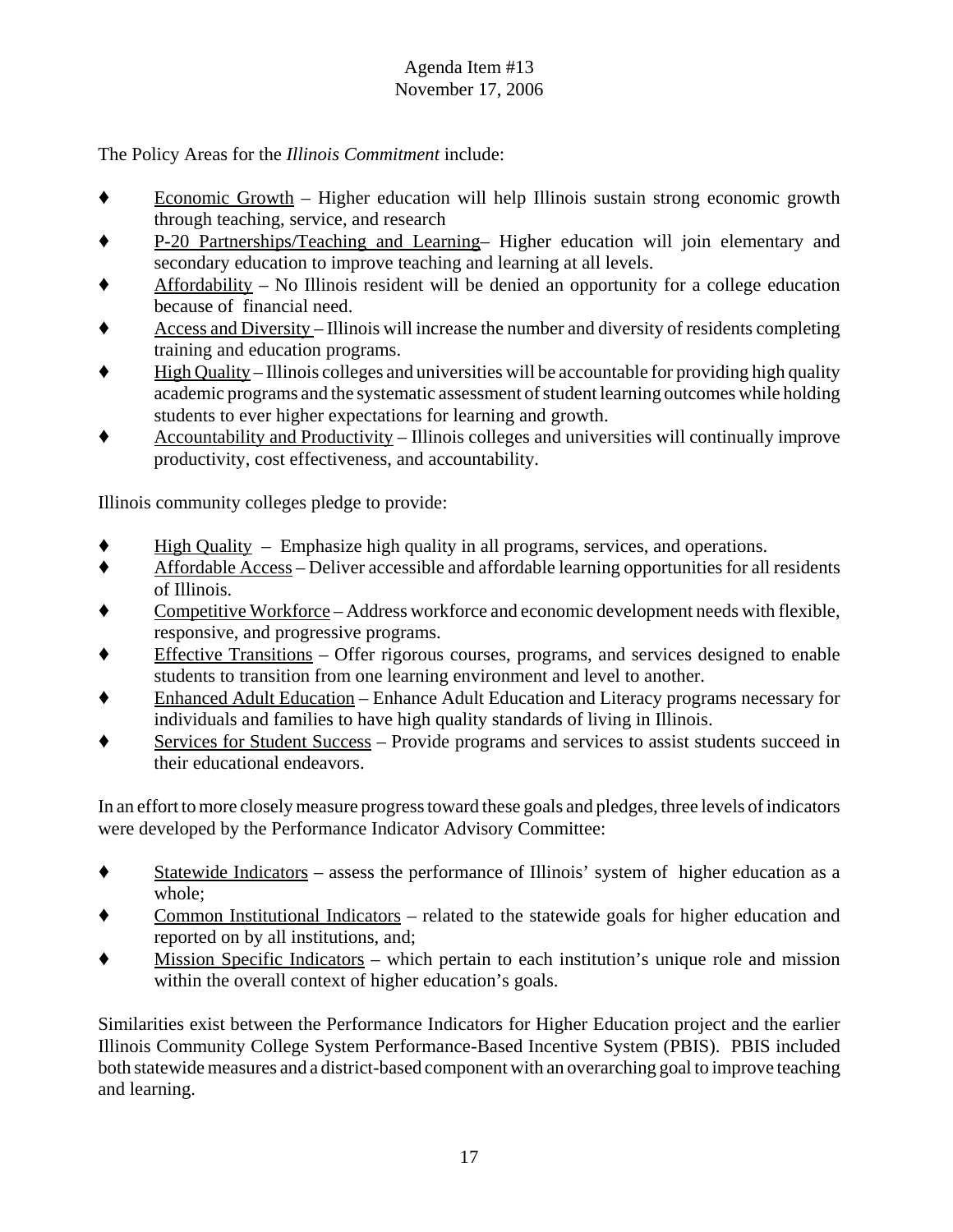The Policy Areas for the *Illinois Commitment* include:

- Economic Growth – Higher education will help Illinois sustain strong economic growth through teaching, service, and research
- P-20 Partnerships/Teaching and Learning– Higher education will join elementary and secondary education to improve teaching and learning at all levels.
- Affordability – No Illinois resident will be denied an opportunity for a college education because of financial need.
- Access and Diversity – Illinois will increase the number and diversity of residents completing training and education programs.
- High Quality – Illinois colleges and universities will be accountable for providing high quality academic programs and the systematic assessment of student learning outcomes while holding students to ever higher expectations for learning and growth.
- Accountability and Productivity – Illinois colleges and universities will continually improve productivity, cost effectiveness, and accountability.

Illinois community colleges pledge to provide:

- High Quality – Emphasize high quality in all programs, services, and operations.
- Affordable Access – Deliver accessible and affordable learning opportunities for all residents of Illinois.
- Competitive Workforce – Address workforce and economic development needs with flexible, responsive, and progressive programs.
- Effective Transitions – Offer rigorous courses, programs, and services designed to enable students to transition from one learning environment and level to another.
- Enhanced Adult Education – Enhance Adult Education and Literacy programs necessary for individuals and families to have high quality standards of living in Illinois.
- Services for Student Success – Provide programs and services to assist students succeed in their educational endeavors.

In an effort to more closely measure progress toward these goals and pledges, three levels of indicators were developed by the Performance Indicator Advisory Committee:

- Statewide Indicators – assess the performance of Illinois' system of higher education as a whole;
- Common Institutional Indicators – related to the statewide goals for higher education and reported on by all institutions, and;
- Mission Specific Indicators – which pertain to each institution's unique role and mission within the overall context of higher education's goals.

Similarities exist between the Performance Indicators for Higher Education project and the earlier Illinois Community College System Performance-Based Incentive System (PBIS). PBIS included both statewide measures and a district-based component with an overarching goal to improve teaching and learning.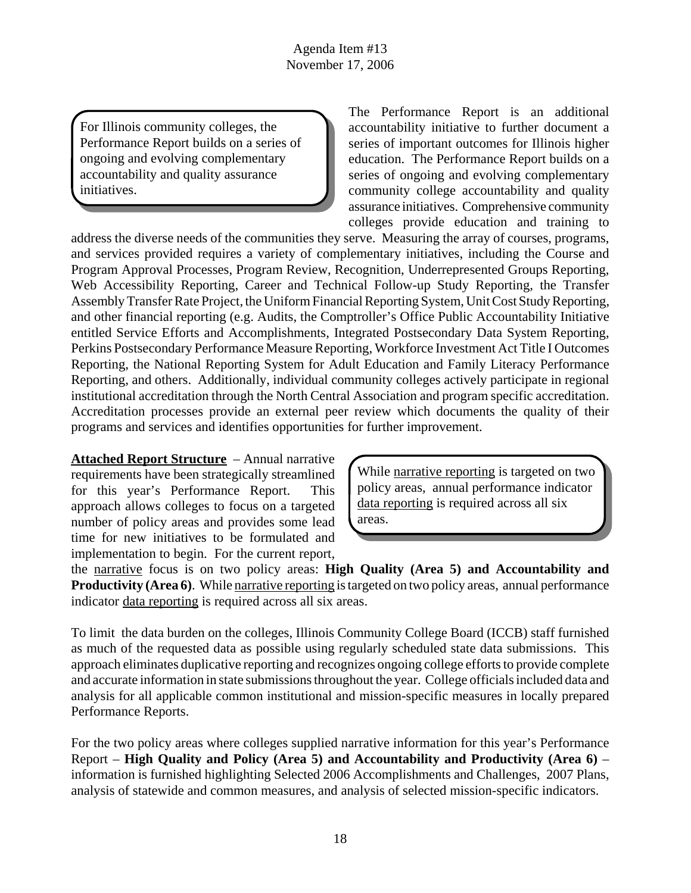Agenda Item #13
November 17, 2006

> For Illinois community colleges, the Performance Report builds on a series of ongoing and evolving complementary accountability and quality assurance initiatives.

The Performance Report is an additional accountability initiative to further document a series of important outcomes for Illinois higher education. The Performance Report builds on a series of ongoing and evolving complementary community college accountability and quality assurance initiatives. Comprehensive community colleges provide education and training to address the diverse needs of the communities they serve. Measuring the array of courses, programs, and services provided requires a variety of complementary initiatives, including the Course and Program Approval Processes, Program Review, Recognition, Underrepresented Groups Reporting, Web Accessibility Reporting, Career and Technical Follow-up Study Reporting, the Transfer Assembly Transfer Rate Project, the Uniform Financial Reporting System, Unit Cost Study Reporting, and other financial reporting (e.g. Audits, the Comptroller's Office Public Accountability Initiative entitled Service Efforts and Accomplishments, Integrated Postsecondary Data System Reporting, Perkins Postsecondary Performance Measure Reporting, Workforce Investment Act Title I Outcomes Reporting, the National Reporting System for Adult Education and Family Literacy Performance Reporting, and others. Additionally, individual community colleges actively participate in regional institutional accreditation through the North Central Association and program specific accreditation. Accreditation processes provide an external peer review which documents the quality of their programs and services and identifies opportunities for further improvement.

<u>**Attached Report Structure**</u> – Annual narrative requirements have been strategically streamlined for this year's Performance Report. This approach allows colleges to focus on a targeted number of policy areas and provides some lead time for new initiatives to be formulated and implementation to begin. For the current report, the <u>narrative</u> focus is on two policy areas: **High Quality (Area 5) and Accountability and Productivity (Area 6)**. While <u>narrative reporting</u> is targeted on two policy areas, annual performance indicator <u>data reporting</u> is required across all six areas.

> While <u>narrative reporting</u> is targeted on two policy areas, annual performance indicator <u>data reporting</u> is required across all six areas.

To limit the data burden on the colleges, Illinois Community College Board (ICCB) staff furnished as much of the requested data as possible using regularly scheduled state data submissions. This approach eliminates duplicative reporting and recognizes ongoing college efforts to provide complete and accurate information in state submissions throughout the year. College officials included data and analysis for all applicable common institutional and mission-specific measures in locally prepared Performance Reports.

For the two policy areas where colleges supplied narrative information for this year's Performance Report – **High Quality and Policy (Area 5) and Accountability and Productivity (Area 6)** – information is furnished highlighting Selected 2006 Accomplishments and Challenges, 2007 Plans, analysis of statewide and common measures, and analysis of selected mission-specific indicators.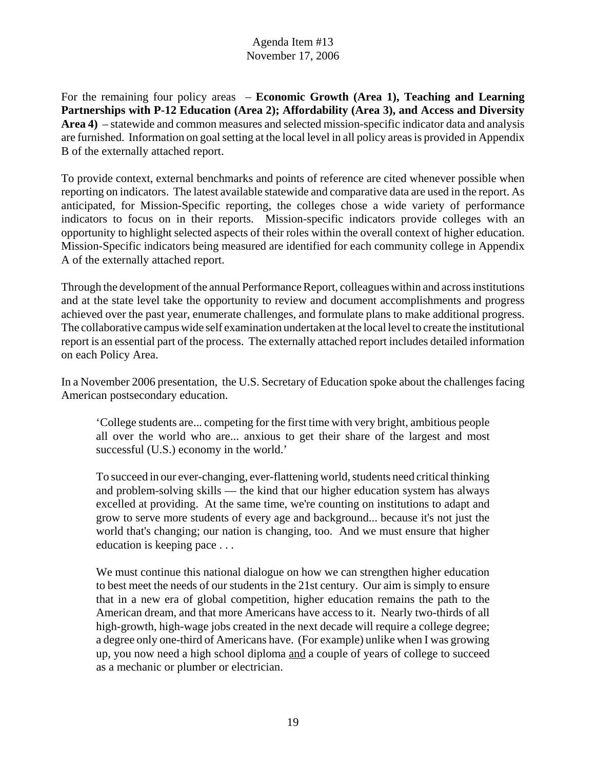For the remaining four policy areas – **Economic Growth (Area 1), Teaching and Learning Partnerships with P-12 Education (Area 2); Affordability (Area 3), and Access and Diversity Area 4)** – statewide and common measures and selected mission-specific indicator data and analysis are furnished. Information on goal setting at the local level in all policy areas is provided in Appendix B of the externally attached report.

To provide context, external benchmarks and points of reference are cited whenever possible when reporting on indicators. The latest available statewide and comparative data are used in the report. As anticipated, for Mission-Specific reporting, the colleges chose a wide variety of performance indicators to focus on in their reports. Mission-specific indicators provide colleges with an opportunity to highlight selected aspects of their roles within the overall context of higher education. Mission-Specific indicators being measured are identified for each community college in Appendix A of the externally attached report.

Through the development of the annual Performance Report, colleagues within and across institutions and at the state level take the opportunity to review and document accomplishments and progress achieved over the past year, enumerate challenges, and formulate plans to make additional progress. The collaborative campus wide self examination undertaken at the local level to create the institutional report is an essential part of the process. The externally attached report includes detailed information on each Policy Area.

In a November 2006 presentation, the U.S. Secretary of Education spoke about the challenges facing American postsecondary education.

> 'College students are... competing for the first time with very bright, ambitious people all over the world who are... anxious to get their share of the largest and most successful (U.S.) economy in the world.'
>
> To succeed in our ever-changing, ever-flattening world, students need critical thinking and problem-solving skills — the kind that our higher education system has always excelled at providing. At the same time, we're counting on institutions to adapt and grow to serve more students of every age and background... because it's not just the world that's changing; our nation is changing, too. And we must ensure that higher education is keeping pace . . .
>
> We must continue this national dialogue on how we can strengthen higher education to best meet the needs of our students in the 21st century. Our aim is simply to ensure that in a new era of global competition, higher education remains the path to the American dream, and that more Americans have access to it. Nearly two-thirds of all high-growth, high-wage jobs created in the next decade will require a college degree; a degree only one-third of Americans have. (For example) unlike when I was growing up, you now need a high school diploma <u>and</u> a couple of years of college to succeed as a mechanic or plumber or electrician.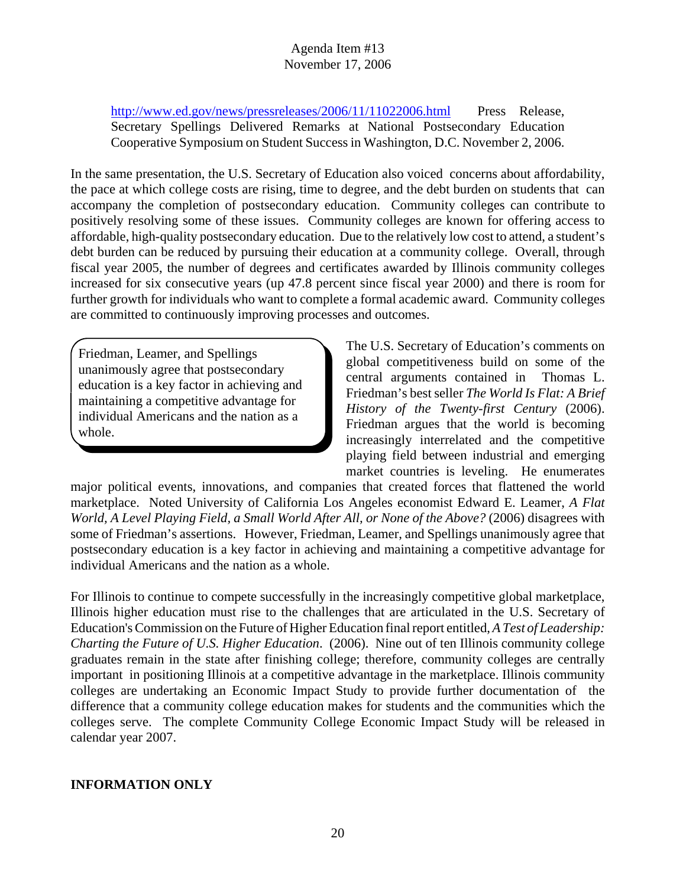http://www.ed.gov/news/pressreleases/2006/11/11022006.html Press Release, Secretary Spellings Delivered Remarks at National Postsecondary Education Cooperative Symposium on Student Success in Washington, D.C. November 2, 2006.

In the same presentation, the U.S. Secretary of Education also voiced concerns about affordability, the pace at which college costs are rising, time to degree, and the debt burden on students that can accompany the completion of postsecondary education. Community colleges can contribute to positively resolving some of these issues. Community colleges are known for offering access to affordable, high-quality postsecondary education. Due to the relatively low cost to attend, a student's debt burden can be reduced by pursuing their education at a community college. Overall, through fiscal year 2005, the number of degrees and certificates awarded by Illinois community colleges increased for six consecutive years (up 47.8 percent since fiscal year 2000) and there is room for further growth for individuals who want to complete a formal academic award. Community colleges are committed to continuously improving processes and outcomes.

> Friedman, Leamer, and Spellings unanimously agree that postsecondary education is a key factor in achieving and maintaining a competitive advantage for individual Americans and the nation as a whole.

The U.S. Secretary of Education's comments on global competitiveness build on some of the central arguments contained in Thomas L. Friedman's best seller *The World Is Flat: A Brief History of the Twenty-first Century* (2006). Friedman argues that the world is becoming increasingly interrelated and the competitive playing field between industrial and emerging market countries is leveling. He enumerates major political events, innovations, and companies that created forces that flattened the world marketplace. Noted University of California Los Angeles economist Edward E. Leamer, *A Flat World, A Level Playing Field, a Small World After All, or None of the Above?* (2006) disagrees with some of Friedman's assertions. However, Friedman, Leamer, and Spellings unanimously agree that postsecondary education is a key factor in achieving and maintaining a competitive advantage for individual Americans and the nation as a whole.

For Illinois to continue to compete successfully in the increasingly competitive global marketplace, Illinois higher education must rise to the challenges that are articulated in the U.S. Secretary of Education's Commission on the Future of Higher Education final report entitled, *A Test of Leadership: Charting the Future of U.S. Higher Education*. (2006). Nine out of ten Illinois community college graduates remain in the state after finishing college; therefore, community colleges are centrally important in positioning Illinois at a competitive advantage in the marketplace. Illinois community colleges are undertaking an Economic Impact Study to provide further documentation of the difference that a community college education makes for students and the communities which the colleges serve. The complete Community College Economic Impact Study will be released in calendar year 2007.

**INFORMATION ONLY**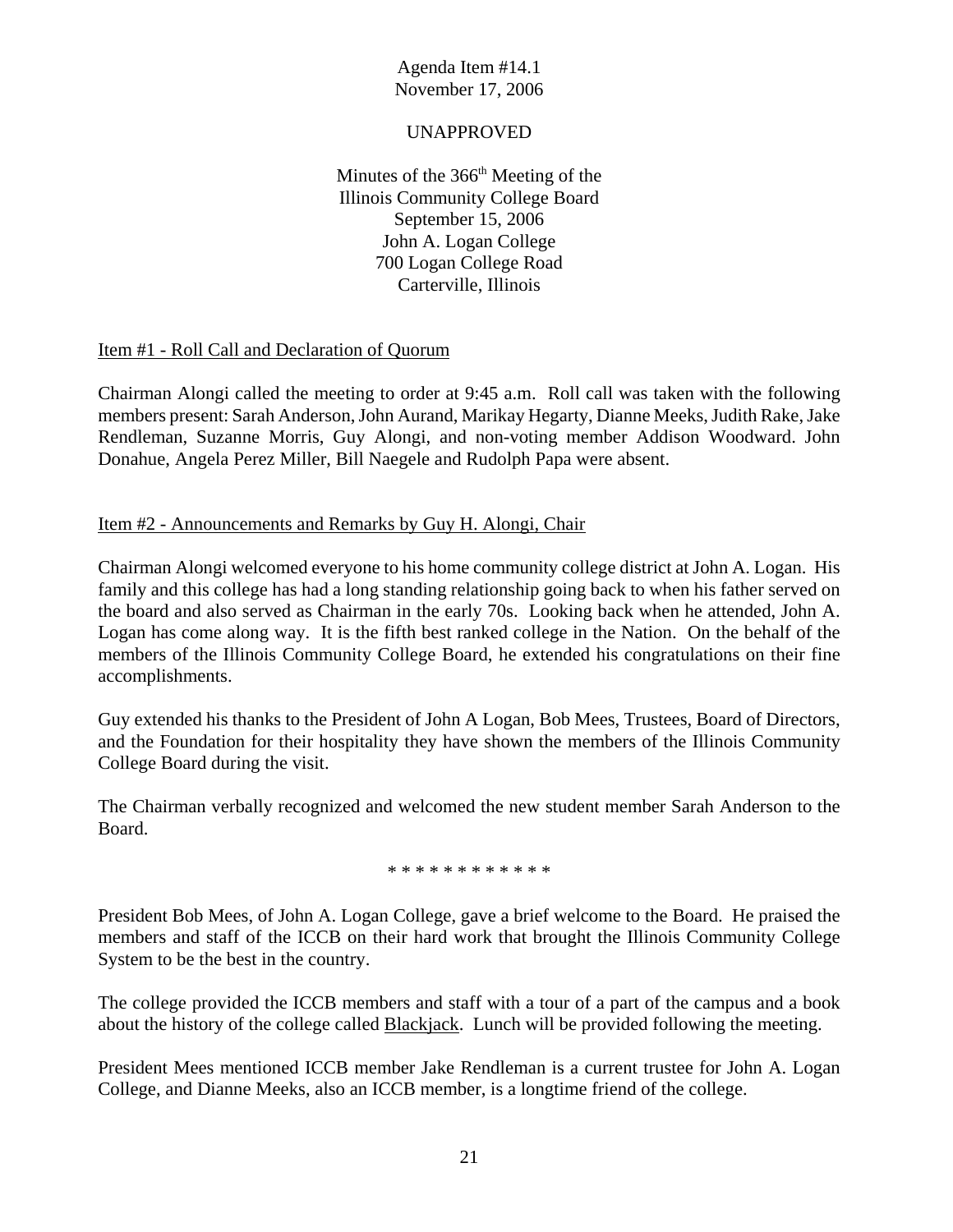Agenda Item #14.1
November 17, 2006

UNAPPROVED

Minutes of the 366th Meeting of the
Illinois Community College Board
September 15, 2006
John A. Logan College
700 Logan College Road
Carterville, Illinois

Item #1 - Roll Call and Declaration of Quorum

Chairman Alongi called the meeting to order at 9:45 a.m. Roll call was taken with the following members present: Sarah Anderson, John Aurand, Marikay Hegarty, Dianne Meeks, Judith Rake, Jake Rendleman, Suzanne Morris, Guy Alongi, and non-voting member Addison Woodward. John Donahue, Angela Perez Miller, Bill Naegele and Rudolph Papa were absent.

Item #2 - Announcements and Remarks by Guy H. Alongi, Chair

Chairman Alongi welcomed everyone to his home community college district at John A. Logan. His family and this college has had a long standing relationship going back to when his father served on the board and also served as Chairman in the early 70s. Looking back when he attended, John A. Logan has come along way. It is the fifth best ranked college in the Nation. On the behalf of the members of the Illinois Community College Board, he extended his congratulations on their fine accomplishments.

Guy extended his thanks to the President of John A Logan, Bob Mees, Trustees, Board of Directors, and the Foundation for their hospitality they have shown the members of the Illinois Community College Board during the visit.

The Chairman verbally recognized and welcomed the new student member Sarah Anderson to the Board.

* * * * * * * * * * * *

President Bob Mees, of John A. Logan College, gave a brief welcome to the Board. He praised the members and staff of the ICCB on their hard work that brought the Illinois Community College System to be the best in the country.

The college provided the ICCB members and staff with a tour of a part of the campus and a book about the history of the college called Blackjack. Lunch will be provided following the meeting.

President Mees mentioned ICCB member Jake Rendleman is a current trustee for John A. Logan College, and Dianne Meeks, also an ICCB member, is a longtime friend of the college.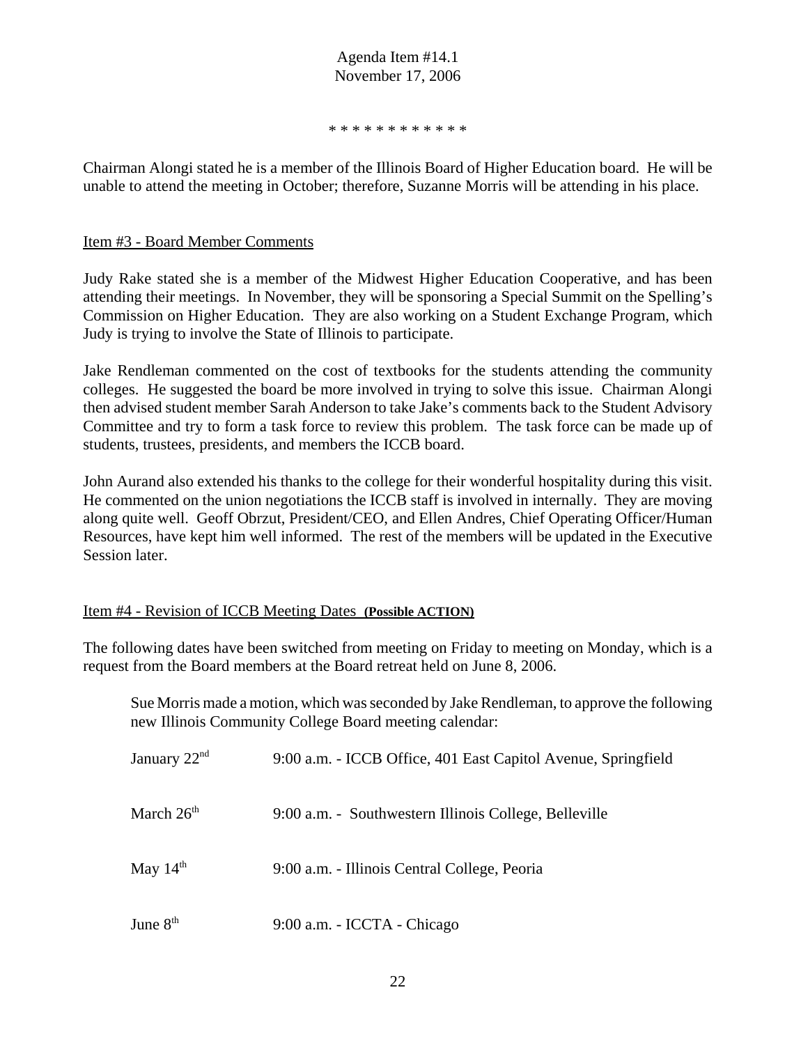Agenda Item #14.1
November 17, 2006

* * * * * * * * * * * *

Chairman Alongi stated he is a member of the Illinois Board of Higher Education board. He will be unable to attend the meeting in October; therefore, Suzanne Morris will be attending in his place.

Item #3 - Board Member Comments

Judy Rake stated she is a member of the Midwest Higher Education Cooperative, and has been attending their meetings. In November, they will be sponsoring a Special Summit on the Spelling's Commission on Higher Education. They are also working on a Student Exchange Program, which Judy is trying to involve the State of Illinois to participate.

Jake Rendleman commented on the cost of textbooks for the students attending the community colleges. He suggested the board be more involved in trying to solve this issue. Chairman Alongi then advised student member Sarah Anderson to take Jake's comments back to the Student Advisory Committee and try to form a task force to review this problem. The task force can be made up of students, trustees, presidents, and members the ICCB board.

John Aurand also extended his thanks to the college for their wonderful hospitality during this visit. He commented on the union negotiations the ICCB staff is involved in internally. They are moving along quite well. Geoff Obrzut, President/CEO, and Ellen Andres, Chief Operating Officer/Human Resources, have kept him well informed. The rest of the members will be updated in the Executive Session later.

Item #4 - Revision of ICCB Meeting Dates **(Possible ACTION)**

The following dates have been switched from meeting on Friday to meeting on Monday, which is a request from the Board members at the Board retreat held on June 8, 2006.

> Sue Morris made a motion, which was seconded by Jake Rendleman, to approve the following new Illinois Community College Board meeting calendar:

| | |
|---|---|
| January 22nd | 9:00 a.m. - ICCB Office, 401 East Capitol Avenue, Springfield |
| March 26th | 9:00 a.m. - Southwestern Illinois College, Belleville |
| May 14th | 9:00 a.m. - Illinois Central College, Peoria |
| June 8th | 9:00 a.m. - ICCTA - Chicago |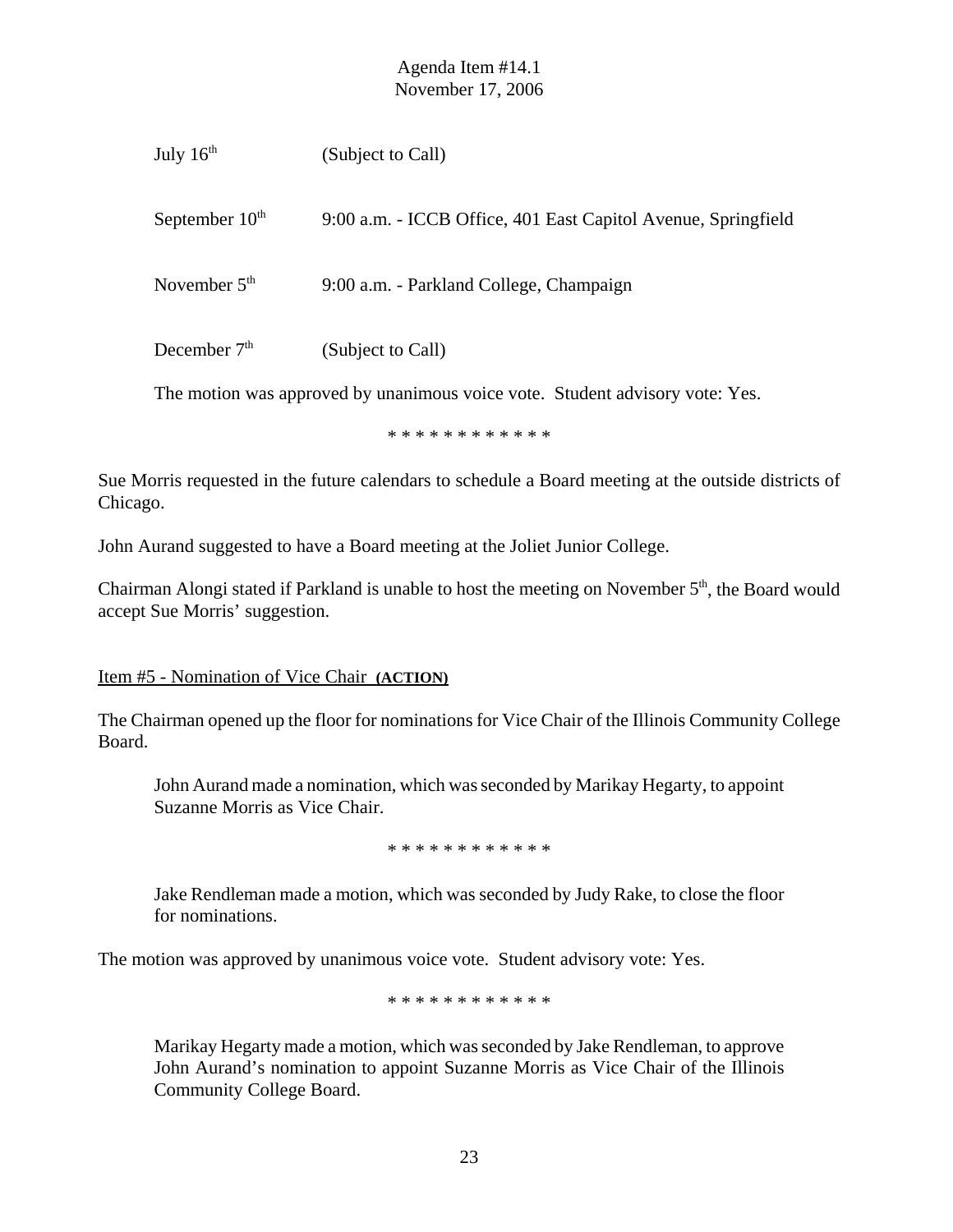July 16th (Subject to Call)

September 10th 9:00 a.m. - ICCB Office, 401 East Capitol Avenue, Springfield

November 5th 9:00 a.m. - Parkland College, Champaign

December 7th (Subject to Call)

The motion was approved by unanimous voice vote. Student advisory vote: Yes.

\* \* \* \* \* \* \* \* \* \* \* \*

Sue Morris requested in the future calendars to schedule a Board meeting at the outside districts of Chicago.

John Aurand suggested to have a Board meeting at the Joliet Junior College.

Chairman Alongi stated if Parkland is unable to host the meeting on November 5th, the Board would accept Sue Morris' suggestion.

Item #5 - Nomination of Vice Chair **(ACTION)**

The Chairman opened up the floor for nominations for Vice Chair of the Illinois Community College Board.

> John Aurand made a nomination, which was seconded by Marikay Hegarty, to appoint Suzanne Morris as Vice Chair.

\* \* \* \* \* \* \* \* \* \* \* \*

> Jake Rendleman made a motion, which was seconded by Judy Rake, to close the floor for nominations.

The motion was approved by unanimous voice vote. Student advisory vote: Yes.

\* \* \* \* \* \* \* \* \* \* \* \*

> Marikay Hegarty made a motion, which was seconded by Jake Rendleman, to approve John Aurand's nomination to appoint Suzanne Morris as Vice Chair of the Illinois Community College Board.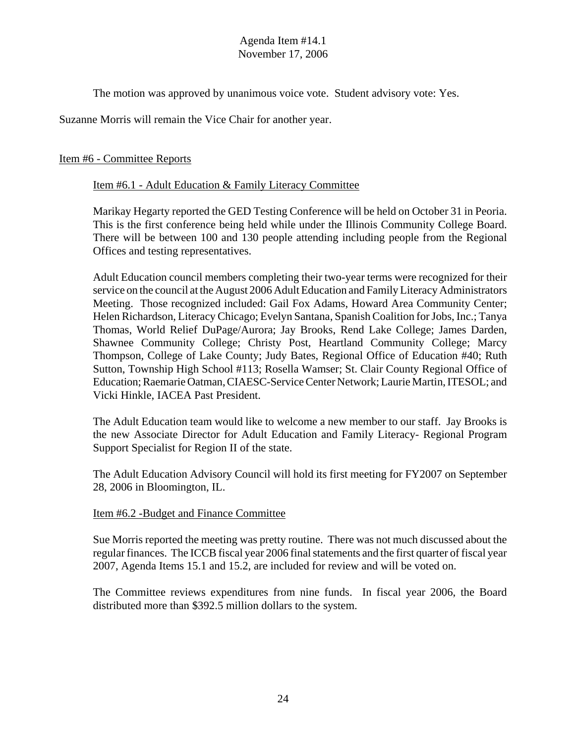The motion was approved by unanimous voice vote. Student advisory vote: Yes.

Suzanne Morris will remain the Vice Chair for another year.

## Item #6 - Committee Reports

### Item #6.1 - Adult Education & Family Literacy Committee

Marikay Hegarty reported the GED Testing Conference will be held on October 31 in Peoria. This is the first conference being held while under the Illinois Community College Board. There will be between 100 and 130 people attending including people from the Regional Offices and testing representatives.

Adult Education council members completing their two-year terms were recognized for their service on the council at the August 2006 Adult Education and Family Literacy Administrators Meeting. Those recognized included: Gail Fox Adams, Howard Area Community Center; Helen Richardson, Literacy Chicago; Evelyn Santana, Spanish Coalition for Jobs, Inc.; Tanya Thomas, World Relief DuPage/Aurora; Jay Brooks, Rend Lake College; James Darden, Shawnee Community College; Christy Post, Heartland Community College; Marcy Thompson, College of Lake County; Judy Bates, Regional Office of Education #40; Ruth Sutton, Township High School #113; Rosella Wamser; St. Clair County Regional Office of Education; Raemarie Oatman, CIAESC-Service Center Network; Laurie Martin, ITESOL; and Vicki Hinkle, IACEA Past President.

The Adult Education team would like to welcome a new member to our staff. Jay Brooks is the new Associate Director for Adult Education and Family Literacy- Regional Program Support Specialist for Region II of the state.

The Adult Education Advisory Council will hold its first meeting for FY2007 on September 28, 2006 in Bloomington, IL.

### Item #6.2 -Budget and Finance Committee

Sue Morris reported the meeting was pretty routine. There was not much discussed about the regular finances. The ICCB fiscal year 2006 final statements and the first quarter of fiscal year 2007, Agenda Items 15.1 and 15.2, are included for review and will be voted on.

The Committee reviews expenditures from nine funds. In fiscal year 2006, the Board distributed more than $392.5 million dollars to the system.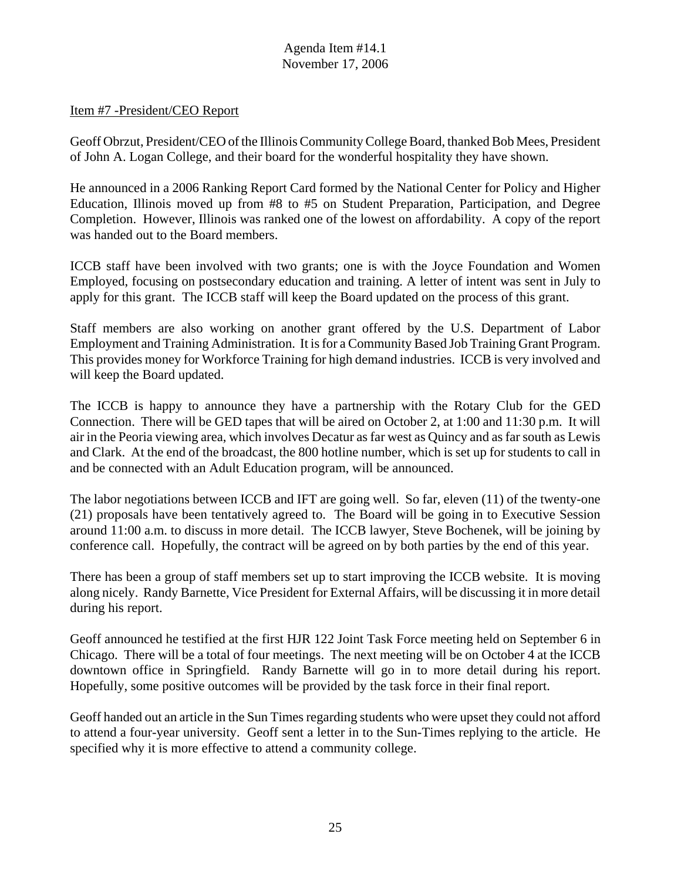Agenda Item #14.1
November 17, 2006

Item #7 -President/CEO Report

Geoff Obrzut, President/CEO of the Illinois Community College Board, thanked Bob Mees, President of John A. Logan College, and their board for the wonderful hospitality they have shown.

He announced in a 2006 Ranking Report Card formed by the National Center for Policy and Higher Education, Illinois moved up from #8 to #5 on Student Preparation, Participation, and Degree Completion. However, Illinois was ranked one of the lowest on affordability. A copy of the report was handed out to the Board members.

ICCB staff have been involved with two grants; one is with the Joyce Foundation and Women Employed, focusing on postsecondary education and training. A letter of intent was sent in July to apply for this grant. The ICCB staff will keep the Board updated on the process of this grant.

Staff members are also working on another grant offered by the U.S. Department of Labor Employment and Training Administration. It is for a Community Based Job Training Grant Program. This provides money for Workforce Training for high demand industries. ICCB is very involved and will keep the Board updated.

The ICCB is happy to announce they have a partnership with the Rotary Club for the GED Connection. There will be GED tapes that will be aired on October 2, at 1:00 and 11:30 p.m. It will air in the Peoria viewing area, which involves Decatur as far west as Quincy and as far south as Lewis and Clark. At the end of the broadcast, the 800 hotline number, which is set up for students to call in and be connected with an Adult Education program, will be announced.

The labor negotiations between ICCB and IFT are going well. So far, eleven (11) of the twenty-one (21) proposals have been tentatively agreed to. The Board will be going in to Executive Session around 11:00 a.m. to discuss in more detail. The ICCB lawyer, Steve Bochenek, will be joining by conference call. Hopefully, the contract will be agreed on by both parties by the end of this year.

There has been a group of staff members set up to start improving the ICCB website. It is moving along nicely. Randy Barnette, Vice President for External Affairs, will be discussing it in more detail during his report.

Geoff announced he testified at the first HJR 122 Joint Task Force meeting held on September 6 in Chicago. There will be a total of four meetings. The next meeting will be on October 4 at the ICCB downtown office in Springfield. Randy Barnette will go in to more detail during his report. Hopefully, some positive outcomes will be provided by the task force in their final report.

Geoff handed out an article in the Sun Times regarding students who were upset they could not afford to attend a four-year university. Geoff sent a letter in to the Sun-Times replying to the article. He specified why it is more effective to attend a community college.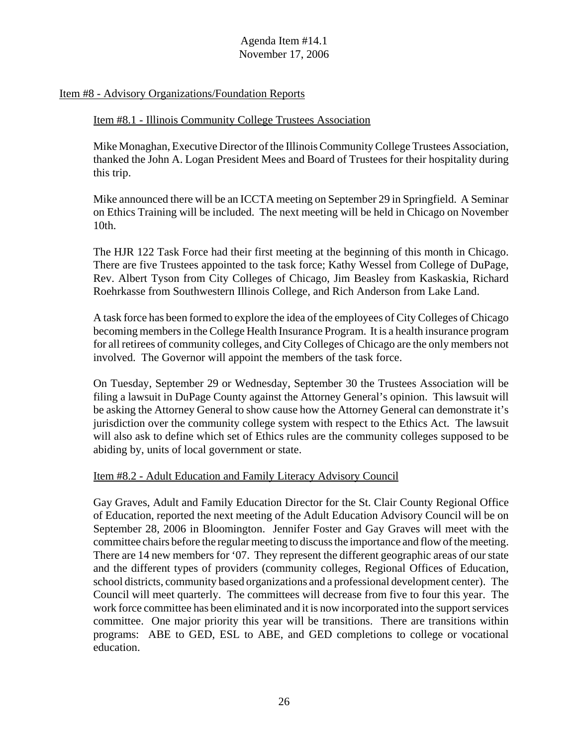Agenda Item #14.1
November 17, 2006

Item #8 - Advisory Organizations/Foundation Reports

Item #8.1 - Illinois Community College Trustees Association

Mike Monaghan, Executive Director of the Illinois Community College Trustees Association, thanked the John A. Logan President Mees and Board of Trustees for their hospitality during this trip.

Mike announced there will be an ICCTA meeting on September 29 in Springfield. A Seminar on Ethics Training will be included. The next meeting will be held in Chicago on November 10th.

The HJR 122 Task Force had their first meeting at the beginning of this month in Chicago. There are five Trustees appointed to the task force; Kathy Wessel from College of DuPage, Rev. Albert Tyson from City Colleges of Chicago, Jim Beasley from Kaskaskia, Richard Roehrkasse from Southwestern Illinois College, and Rich Anderson from Lake Land.

A task force has been formed to explore the idea of the employees of City Colleges of Chicago becoming members in the College Health Insurance Program. It is a health insurance program for all retirees of community colleges, and City Colleges of Chicago are the only members not involved. The Governor will appoint the members of the task force.

On Tuesday, September 29 or Wednesday, September 30 the Trustees Association will be filing a lawsuit in DuPage County against the Attorney General's opinion. This lawsuit will be asking the Attorney General to show cause how the Attorney General can demonstrate it's jurisdiction over the community college system with respect to the Ethics Act. The lawsuit will also ask to define which set of Ethics rules are the community colleges supposed to be abiding by, units of local government or state.

Item #8.2 - Adult Education and Family Literacy Advisory Council

Gay Graves, Adult and Family Education Director for the St. Clair County Regional Office of Education, reported the next meeting of the Adult Education Advisory Council will be on September 28, 2006 in Bloomington. Jennifer Foster and Gay Graves will meet with the committee chairs before the regular meeting to discuss the importance and flow of the meeting. There are 14 new members for '07. They represent the different geographic areas of our state and the different types of providers (community colleges, Regional Offices of Education, school districts, community based organizations and a professional development center). The Council will meet quarterly. The committees will decrease from five to four this year. The work force committee has been eliminated and it is now incorporated into the support services committee. One major priority this year will be transitions. There are transitions within programs: ABE to GED, ESL to ABE, and GED completions to college or vocational education.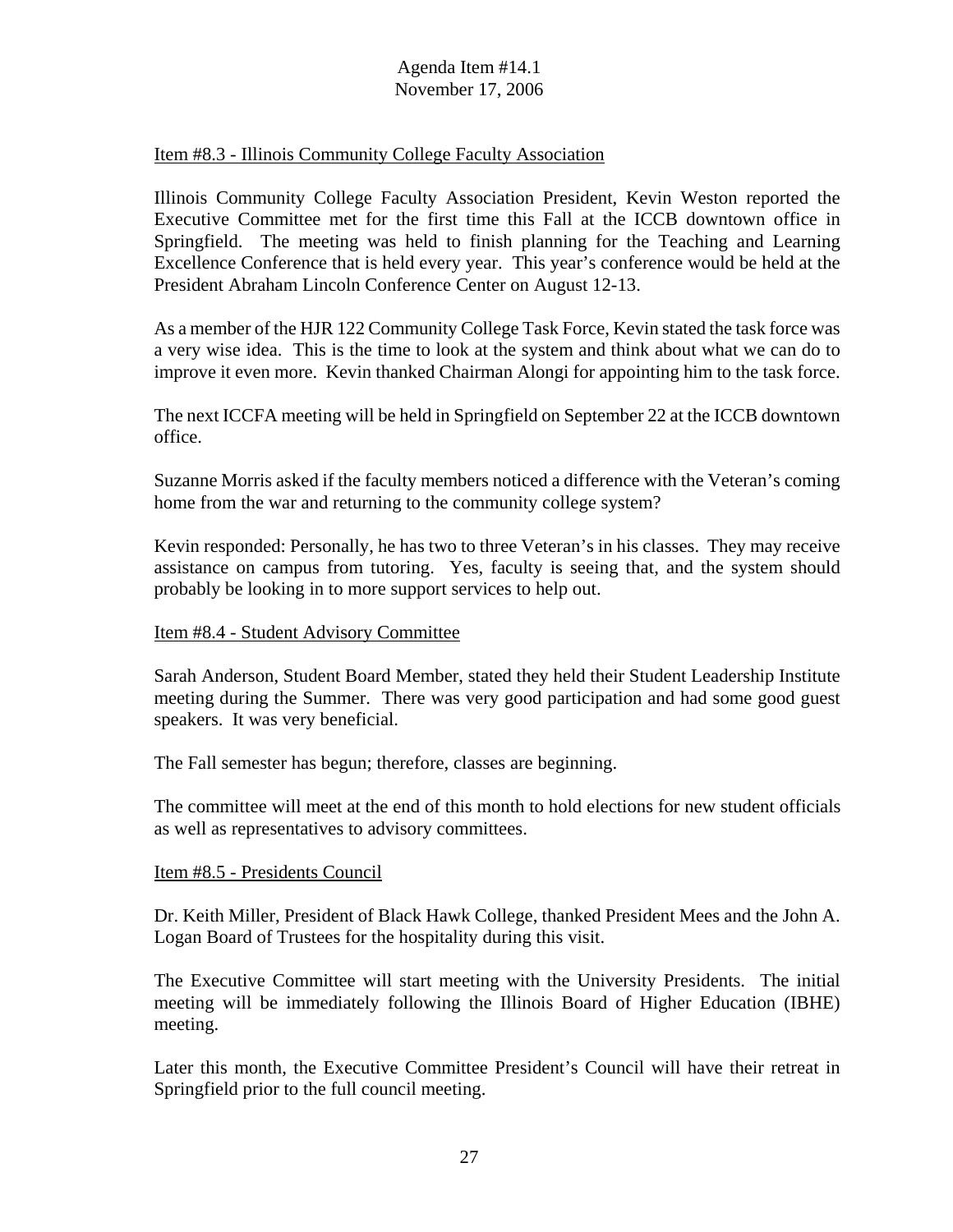Item #8.3 - Illinois Community College Faculty Association

Illinois Community College Faculty Association President, Kevin Weston reported the Executive Committee met for the first time this Fall at the ICCB downtown office in Springfield. The meeting was held to finish planning for the Teaching and Learning Excellence Conference that is held every year. This year's conference would be held at the President Abraham Lincoln Conference Center on August 12-13.

As a member of the HJR 122 Community College Task Force, Kevin stated the task force was a very wise idea. This is the time to look at the system and think about what we can do to improve it even more. Kevin thanked Chairman Alongi for appointing him to the task force.

The next ICCFA meeting will be held in Springfield on September 22 at the ICCB downtown office.

Suzanne Morris asked if the faculty members noticed a difference with the Veteran's coming home from the war and returning to the community college system?

Kevin responded: Personally, he has two to three Veteran's in his classes. They may receive assistance on campus from tutoring. Yes, faculty is seeing that, and the system should probably be looking in to more support services to help out.

Item #8.4 - Student Advisory Committee

Sarah Anderson, Student Board Member, stated they held their Student Leadership Institute meeting during the Summer. There was very good participation and had some good guest speakers. It was very beneficial.

The Fall semester has begun; therefore, classes are beginning.

The committee will meet at the end of this month to hold elections for new student officials as well as representatives to advisory committees.

Item #8.5 - Presidents Council

Dr. Keith Miller, President of Black Hawk College, thanked President Mees and the John A. Logan Board of Trustees for the hospitality during this visit.

The Executive Committee will start meeting with the University Presidents. The initial meeting will be immediately following the Illinois Board of Higher Education (IBHE) meeting.

Later this month, the Executive Committee President's Council will have their retreat in Springfield prior to the full council meeting.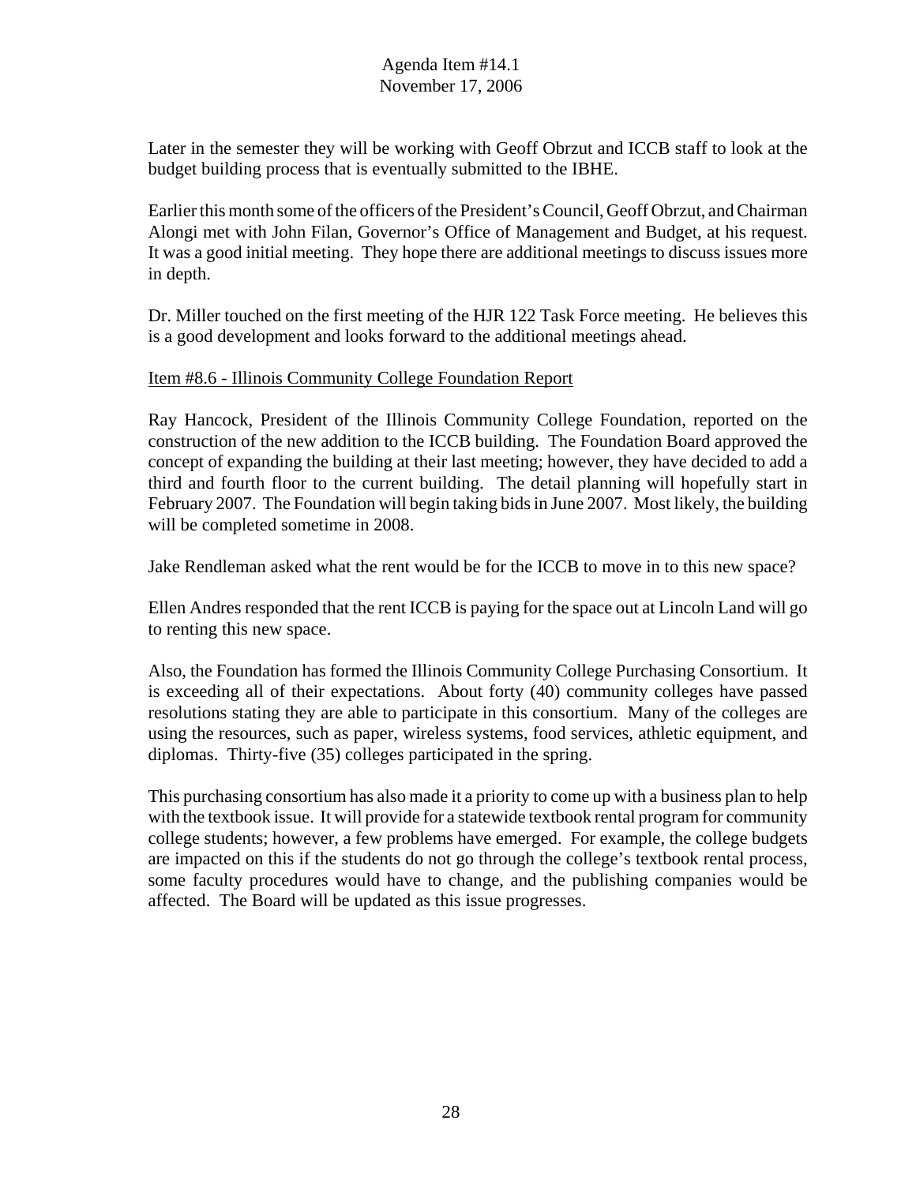Later in the semester they will be working with Geoff Obrzut and ICCB staff to look at the budget building process that is eventually submitted to the IBHE.

Earlier this month some of the officers of the President's Council, Geoff Obrzut, and Chairman Alongi met with John Filan, Governor's Office of Management and Budget, at his request. It was a good initial meeting. They hope there are additional meetings to discuss issues more in depth.

Dr. Miller touched on the first meeting of the HJR 122 Task Force meeting. He believes this is a good development and looks forward to the additional meetings ahead.

Item #8.6 - Illinois Community College Foundation Report

Ray Hancock, President of the Illinois Community College Foundation, reported on the construction of the new addition to the ICCB building. The Foundation Board approved the concept of expanding the building at their last meeting; however, they have decided to add a third and fourth floor to the current building. The detail planning will hopefully start in February 2007. The Foundation will begin taking bids in June 2007. Most likely, the building will be completed sometime in 2008.

Jake Rendleman asked what the rent would be for the ICCB to move in to this new space?

Ellen Andres responded that the rent ICCB is paying for the space out at Lincoln Land will go to renting this new space.

Also, the Foundation has formed the Illinois Community College Purchasing Consortium. It is exceeding all of their expectations. About forty (40) community colleges have passed resolutions stating they are able to participate in this consortium. Many of the colleges are using the resources, such as paper, wireless systems, food services, athletic equipment, and diplomas. Thirty-five (35) colleges participated in the spring.

This purchasing consortium has also made it a priority to come up with a business plan to help with the textbook issue. It will provide for a statewide textbook rental program for community college students; however, a few problems have emerged. For example, the college budgets are impacted on this if the students do not go through the college's textbook rental process, some faculty procedures would have to change, and the publishing companies would be affected. The Board will be updated as this issue progresses.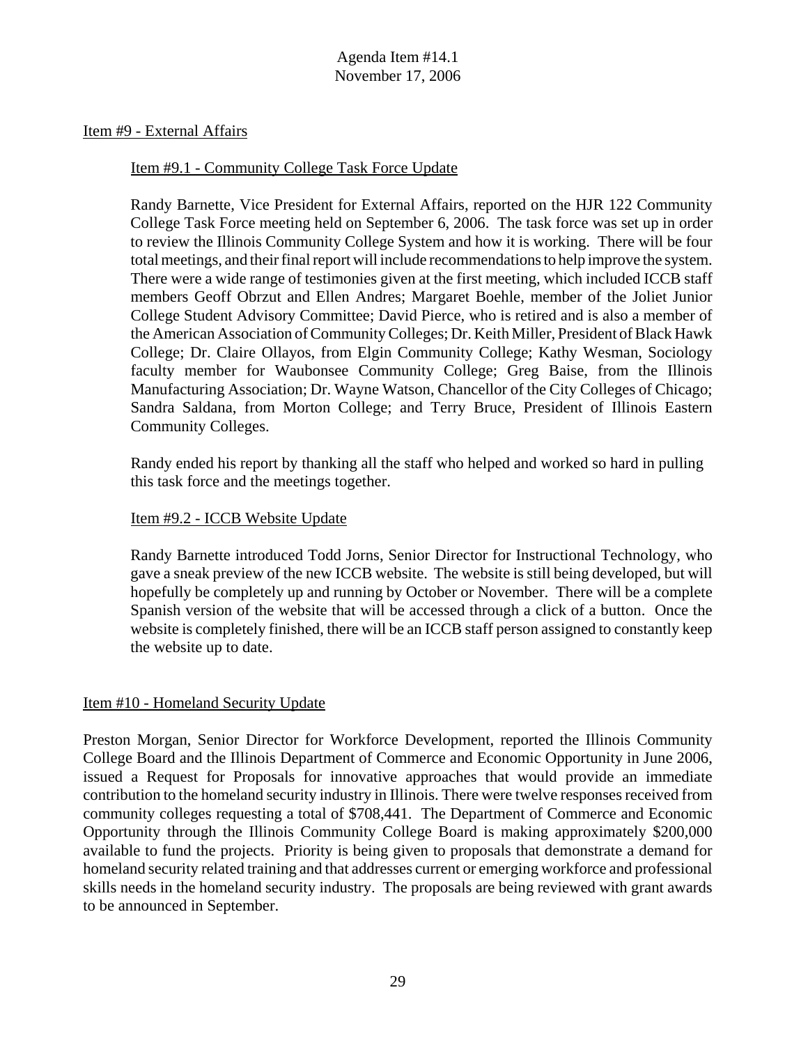Item #9 - External Affairs

Item #9.1 - Community College Task Force Update

Randy Barnette, Vice President for External Affairs, reported on the HJR 122 Community College Task Force meeting held on September 6, 2006. The task force was set up in order to review the Illinois Community College System and how it is working. There will be four total meetings, and their final report will include recommendations to help improve the system. There were a wide range of testimonies given at the first meeting, which included ICCB staff members Geoff Obrzut and Ellen Andres; Margaret Boehle, member of the Joliet Junior College Student Advisory Committee; David Pierce, who is retired and is also a member of the American Association of Community Colleges; Dr. Keith Miller, President of Black Hawk College; Dr. Claire Ollayos, from Elgin Community College; Kathy Wesman, Sociology faculty member for Waubonsee Community College; Greg Baise, from the Illinois Manufacturing Association; Dr. Wayne Watson, Chancellor of the City Colleges of Chicago; Sandra Saldana, from Morton College; and Terry Bruce, President of Illinois Eastern Community Colleges.

Randy ended his report by thanking all the staff who helped and worked so hard in pulling this task force and the meetings together.

Item #9.2 - ICCB Website Update

Randy Barnette introduced Todd Jorns, Senior Director for Instructional Technology, who gave a sneak preview of the new ICCB website. The website is still being developed, but will hopefully be completely up and running by October or November. There will be a complete Spanish version of the website that will be accessed through a click of a button. Once the website is completely finished, there will be an ICCB staff person assigned to constantly keep the website up to date.

Item #10 - Homeland Security Update

Preston Morgan, Senior Director for Workforce Development, reported the Illinois Community College Board and the Illinois Department of Commerce and Economic Opportunity in June 2006, issued a Request for Proposals for innovative approaches that would provide an immediate contribution to the homeland security industry in Illinois. There were twelve responses received from community colleges requesting a total of $708,441. The Department of Commerce and Economic Opportunity through the Illinois Community College Board is making approximately $200,000 available to fund the projects. Priority is being given to proposals that demonstrate a demand for homeland security related training and that addresses current or emerging workforce and professional skills needs in the homeland security industry. The proposals are being reviewed with grant awards to be announced in September.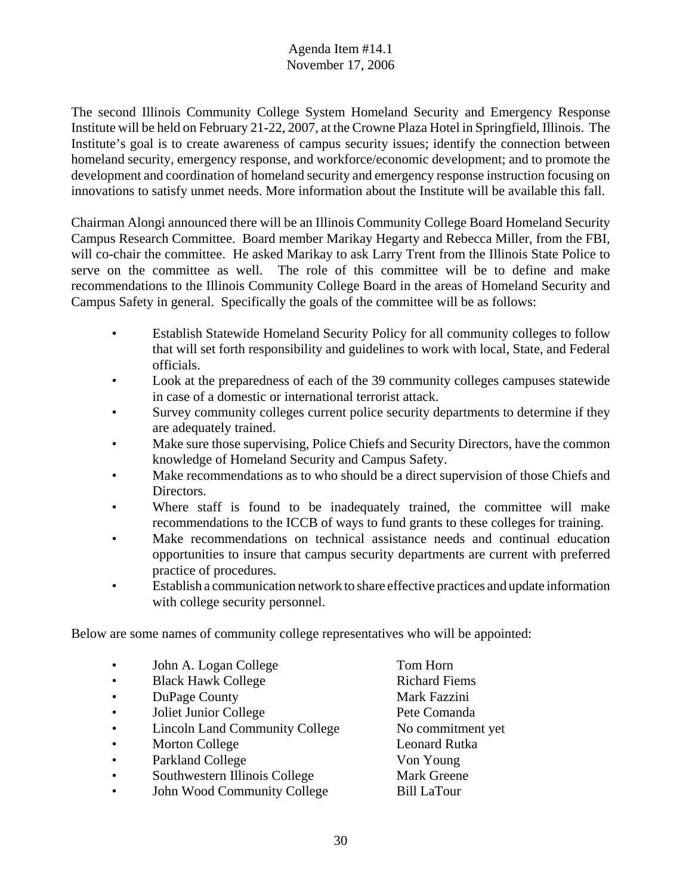Agenda Item #14.1
November 17, 2006

The second Illinois Community College System Homeland Security and Emergency Response Institute will be held on February 21-22, 2007, at the Crowne Plaza Hotel in Springfield, Illinois. The Institute's goal is to create awareness of campus security issues; identify the connection between homeland security, emergency response, and workforce/economic development; and to promote the development and coordination of homeland security and emergency response instruction focusing on innovations to satisfy unmet needs. More information about the Institute will be available this fall.

Chairman Alongi announced there will be an Illinois Community College Board Homeland Security Campus Research Committee. Board member Marikay Hegarty and Rebecca Miller, from the FBI, will co-chair the committee. He asked Marikay to ask Larry Trent from the Illinois State Police to serve on the committee as well. The role of this committee will be to define and make recommendations to the Illinois Community College Board in the areas of Homeland Security and Campus Safety in general. Specifically the goals of the committee will be as follows:

- Establish Statewide Homeland Security Policy for all community colleges to follow that will set forth responsibility and guidelines to work with local, State, and Federal officials.
- Look at the preparedness of each of the 39 community colleges campuses statewide in case of a domestic or international terrorist attack.
- Survey community colleges current police security departments to determine if they are adequately trained.
- Make sure those supervising, Police Chiefs and Security Directors, have the common knowledge of Homeland Security and Campus Safety.
- Make recommendations as to who should be a direct supervision of those Chiefs and Directors.
- Where staff is found to be inadequately trained, the committee will make recommendations to the ICCB of ways to fund grants to these colleges for training.
- Make recommendations on technical assistance needs and continual education opportunities to insure that campus security departments are current with preferred practice of procedures.
- Establish a communication network to share effective practices and update information with college security personnel.

Below are some names of community college representatives who will be appointed:

- John A. Logan College — Tom Horn
- Black Hawk College — Richard Fiems
- DuPage County — Mark Fazzini
- Joliet Junior College — Pete Comanda
- Lincoln Land Community College — No commitment yet
- Morton College — Leonard Rutka
- Parkland College — Von Young
- Southwestern Illinois College — Mark Greene
- John Wood Community College — Bill LaTour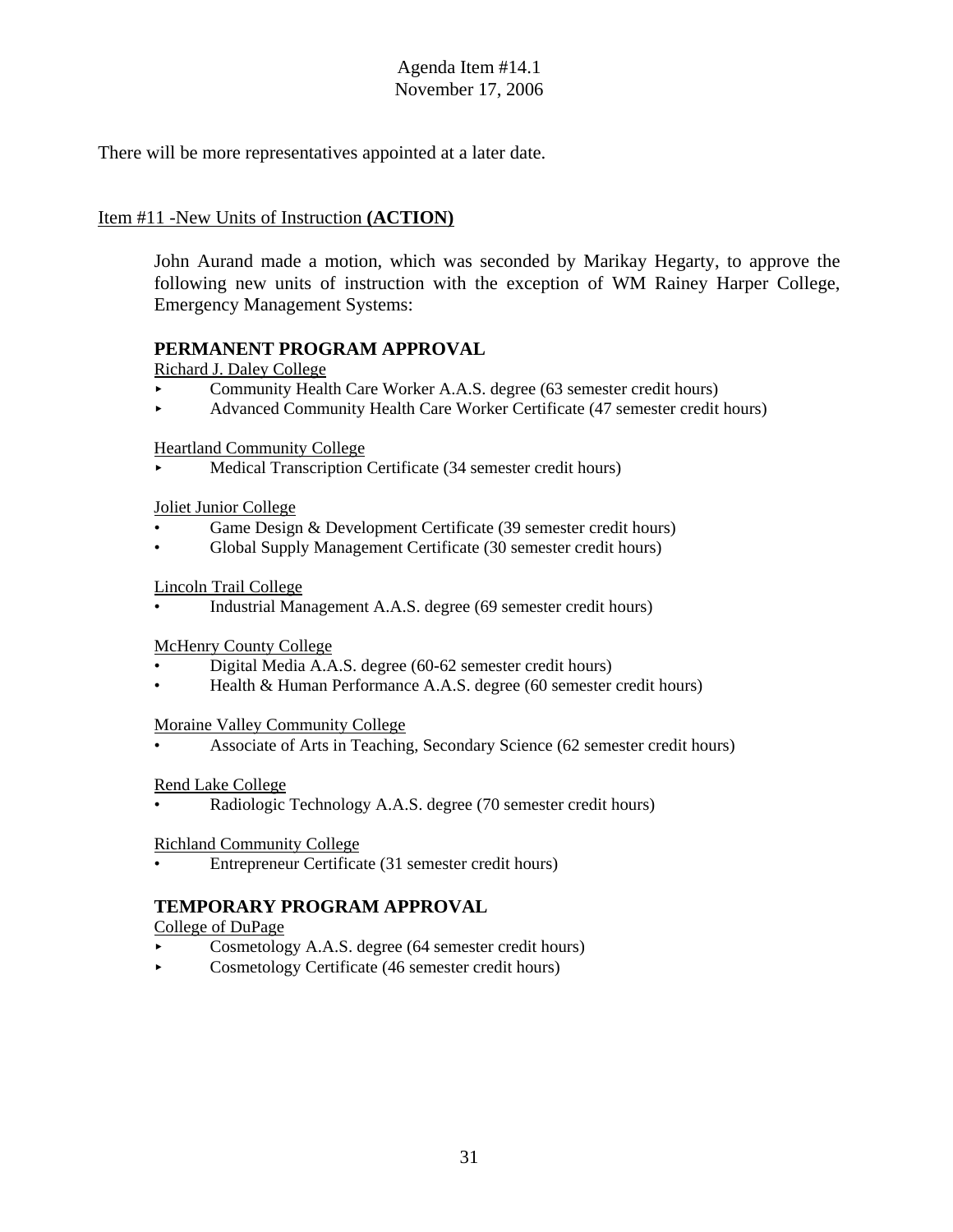There will be more representatives appointed at a later date.

Item #11 -New Units of Instruction **(ACTION)**

John Aurand made a motion, which was seconded by Marikay Hegarty, to approve the following new units of instruction with the exception of WM Rainey Harper College, Emergency Management Systems:

### PERMANENT PROGRAM APPROVAL

Richard J. Daley College

- Community Health Care Worker A.A.S. degree (63 semester credit hours)
- Advanced Community Health Care Worker Certificate (47 semester credit hours)

Heartland Community College

- Medical Transcription Certificate (34 semester credit hours)

Joliet Junior College

- Game Design & Development Certificate (39 semester credit hours)
- Global Supply Management Certificate (30 semester credit hours)

Lincoln Trail College

- Industrial Management A.A.S. degree (69 semester credit hours)

McHenry County College

- Digital Media A.A.S. degree (60-62 semester credit hours)
- Health & Human Performance A.A.S. degree (60 semester credit hours)

Moraine Valley Community College

- Associate of Arts in Teaching, Secondary Science (62 semester credit hours)

Rend Lake College

- Radiologic Technology A.A.S. degree (70 semester credit hours)

Richland Community College

- Entrepreneur Certificate (31 semester credit hours)

### TEMPORARY PROGRAM APPROVAL

College of DuPage

- Cosmetology A.A.S. degree (64 semester credit hours)
- Cosmetology Certificate (46 semester credit hours)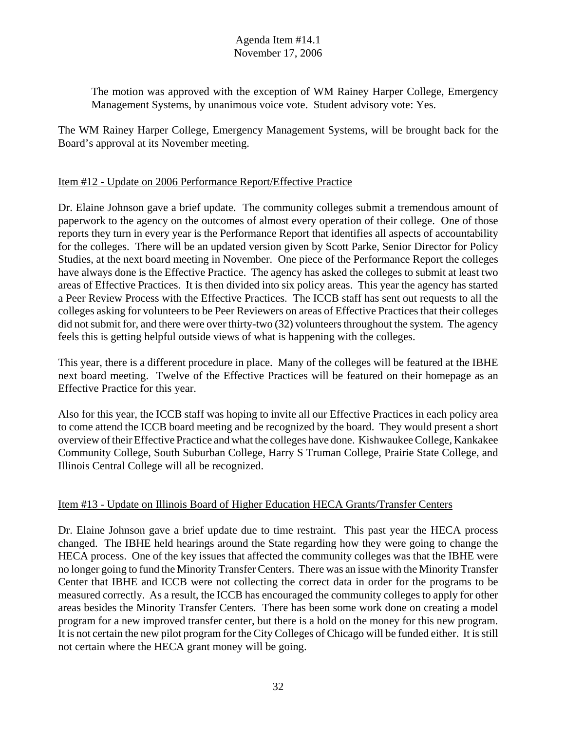The motion was approved with the exception of WM Rainey Harper College, Emergency Management Systems, by unanimous voice vote. Student advisory vote: Yes.

The WM Rainey Harper College, Emergency Management Systems, will be brought back for the Board's approval at its November meeting.

Item #12 - Update on 2006 Performance Report/Effective Practice

Dr. Elaine Johnson gave a brief update. The community colleges submit a tremendous amount of paperwork to the agency on the outcomes of almost every operation of their college. One of those reports they turn in every year is the Performance Report that identifies all aspects of accountability for the colleges. There will be an updated version given by Scott Parke, Senior Director for Policy Studies, at the next board meeting in November. One piece of the Performance Report the colleges have always done is the Effective Practice. The agency has asked the colleges to submit at least two areas of Effective Practices. It is then divided into six policy areas. This year the agency has started a Peer Review Process with the Effective Practices. The ICCB staff has sent out requests to all the colleges asking for volunteers to be Peer Reviewers on areas of Effective Practices that their colleges did not submit for, and there were over thirty-two (32) volunteers throughout the system. The agency feels this is getting helpful outside views of what is happening with the colleges.

This year, there is a different procedure in place. Many of the colleges will be featured at the IBHE next board meeting. Twelve of the Effective Practices will be featured on their homepage as an Effective Practice for this year.

Also for this year, the ICCB staff was hoping to invite all our Effective Practices in each policy area to come attend the ICCB board meeting and be recognized by the board. They would present a short overview of their Effective Practice and what the colleges have done. Kishwaukee College, Kankakee Community College, South Suburban College, Harry S Truman College, Prairie State College, and Illinois Central College will all be recognized.

Item #13 - Update on Illinois Board of Higher Education HECA Grants/Transfer Centers

Dr. Elaine Johnson gave a brief update due to time restraint. This past year the HECA process changed. The IBHE held hearings around the State regarding how they were going to change the HECA process. One of the key issues that affected the community colleges was that the IBHE were no longer going to fund the Minority Transfer Centers. There was an issue with the Minority Transfer Center that IBHE and ICCB were not collecting the correct data in order for the programs to be measured correctly. As a result, the ICCB has encouraged the community colleges to apply for other areas besides the Minority Transfer Centers. There has been some work done on creating a model program for a new improved transfer center, but there is a hold on the money for this new program. It is not certain the new pilot program for the City Colleges of Chicago will be funded either. It is still not certain where the HECA grant money will be going.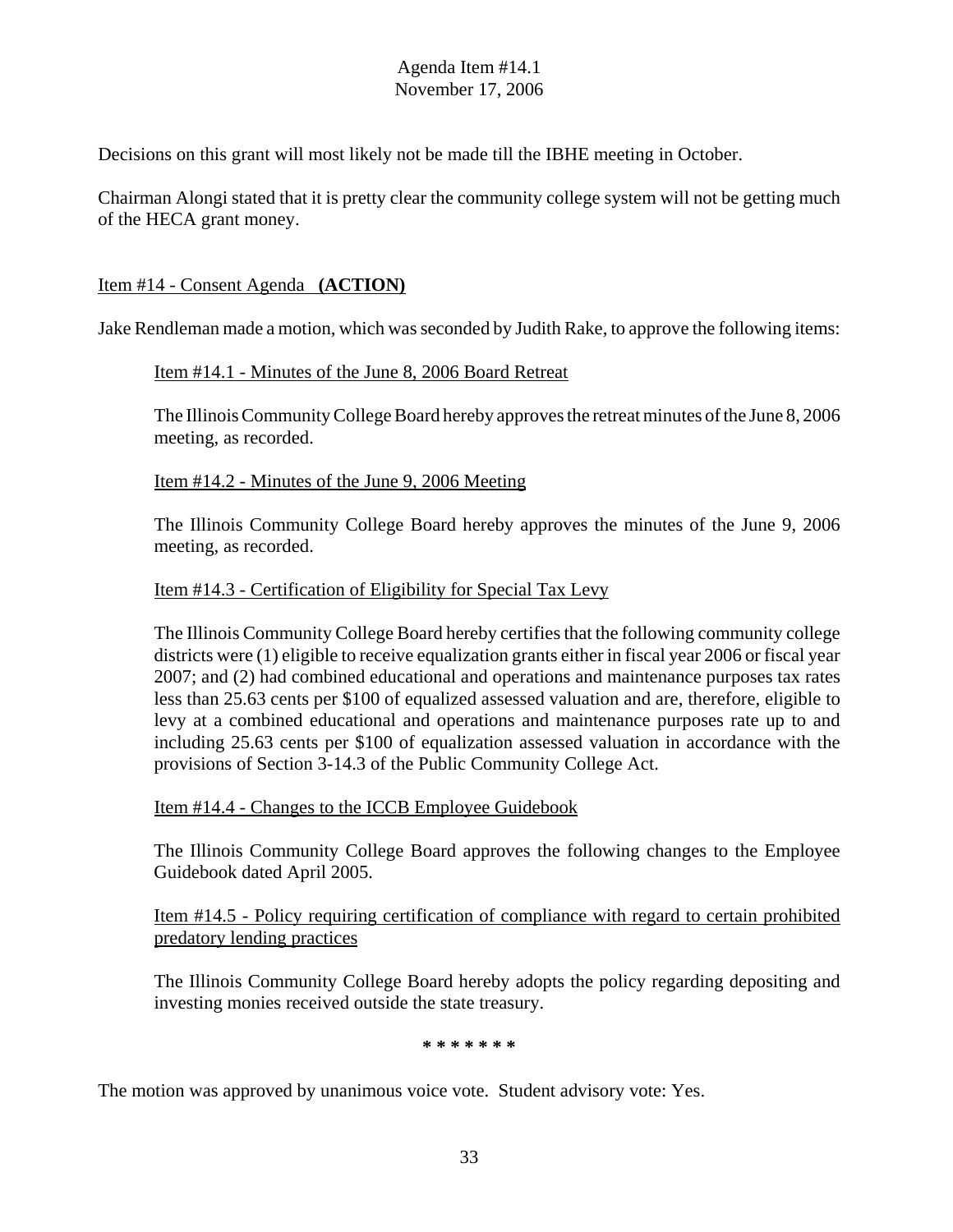Decisions on this grant will most likely not be made till the IBHE meeting in October.

Chairman Alongi stated that it is pretty clear the community college system will not be getting much of the HECA grant money.

Item #14 - Consent Agenda **(ACTION)**

Jake Rendleman made a motion, which was seconded by Judith Rake, to approve the following items:

> Item #14.1 - Minutes of the June 8, 2006 Board Retreat
>
> The Illinois Community College Board hereby approves the retreat minutes of the June 8, 2006 meeting, as recorded.
>
> Item #14.2 - Minutes of the June 9, 2006 Meeting
>
> The Illinois Community College Board hereby approves the minutes of the June 9, 2006 meeting, as recorded.
>
> Item #14.3 - Certification of Eligibility for Special Tax Levy
>
> The Illinois Community College Board hereby certifies that the following community college districts were (1) eligible to receive equalization grants either in fiscal year 2006 or fiscal year 2007; and (2) had combined educational and operations and maintenance purposes tax rates less than 25.63 cents per $100 of equalized assessed valuation and are, therefore, eligible to levy at a combined educational and operations and maintenance purposes rate up to and including 25.63 cents per $100 of equalization assessed valuation in accordance with the provisions of Section 3-14.3 of the Public Community College Act.
>
> Item #14.4 - Changes to the ICCB Employee Guidebook
>
> The Illinois Community College Board approves the following changes to the Employee Guidebook dated April 2005.
>
> Item #14.5 - Policy requiring certification of compliance with regard to certain prohibited predatory lending practices
>
> The Illinois Community College Board hereby adopts the policy regarding depositing and investing monies received outside the state treasury.

**\* \* \* \* \* \* \***

The motion was approved by unanimous voice vote. Student advisory vote: Yes.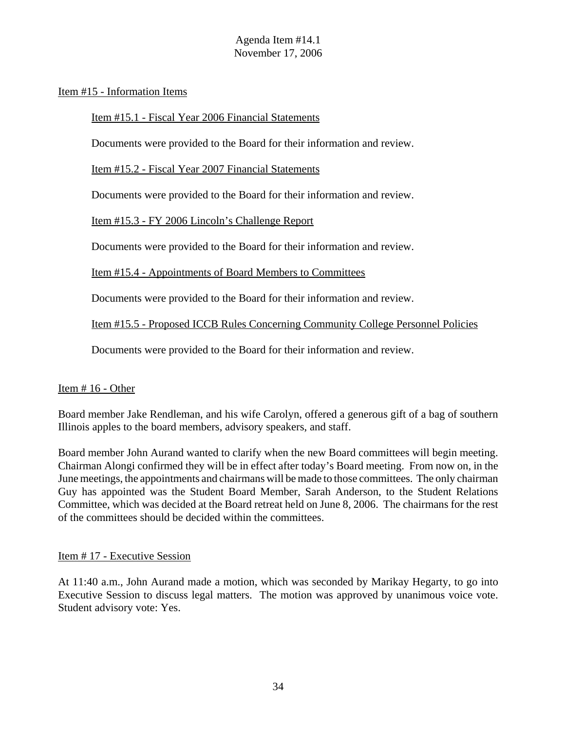Agenda Item #14.1
November 17, 2006

Item #15 - Information Items

Item #15.1 - Fiscal Year 2006 Financial Statements

Documents were provided to the Board for their information and review.

Item #15.2 - Fiscal Year 2007 Financial Statements

Documents were provided to the Board for their information and review.

Item #15.3 - FY 2006 Lincoln's Challenge Report

Documents were provided to the Board for their information and review.

Item #15.4 - Appointments of Board Members to Committees

Documents were provided to the Board for their information and review.

Item #15.5 - Proposed ICCB Rules Concerning Community College Personnel Policies

Documents were provided to the Board for their information and review.

Item # 16 - Other

Board member Jake Rendleman, and his wife Carolyn, offered a generous gift of a bag of southern Illinois apples to the board members, advisory speakers, and staff.

Board member John Aurand wanted to clarify when the new Board committees will begin meeting. Chairman Alongi confirmed they will be in effect after today's Board meeting. From now on, in the June meetings, the appointments and chairmans will be made to those committees. The only chairman Guy has appointed was the Student Board Member, Sarah Anderson, to the Student Relations Committee, which was decided at the Board retreat held on June 8, 2006. The chairmans for the rest of the committees should be decided within the committees.

Item # 17 - Executive Session

At 11:40 a.m., John Aurand made a motion, which was seconded by Marikay Hegarty, to go into Executive Session to discuss legal matters. The motion was approved by unanimous voice vote. Student advisory vote: Yes.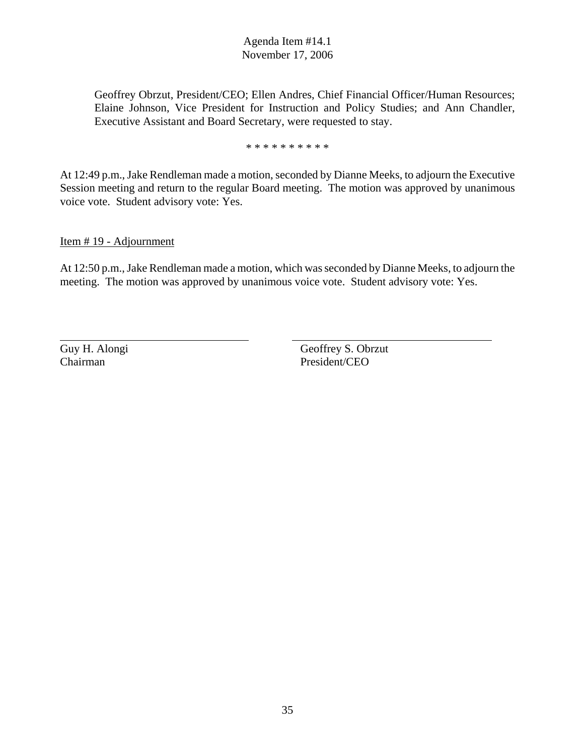Geoffrey Obrzut, President/CEO; Ellen Andres, Chief Financial Officer/Human Resources; Elaine Johnson, Vice President for Instruction and Policy Studies; and Ann Chandler, Executive Assistant and Board Secretary, were requested to stay.

* * * * * * * * * *

At 12:49 p.m., Jake Rendleman made a motion, seconded by Dianne Meeks, to adjourn the Executive Session meeting and return to the regular Board meeting. The motion was approved by unanimous voice vote. Student advisory vote: Yes.

<u>Item # 19 - Adjournment</u>

At 12:50 p.m., Jake Rendleman made a motion, which was seconded by Dianne Meeks, to adjourn the meeting. The motion was approved by unanimous voice vote. Student advisory vote: Yes.

| ______________________________ | ______________________________ |
|---|---|
| Guy H. Alongi | Geoffrey S. Obrzut |
| Chairman | President/CEO |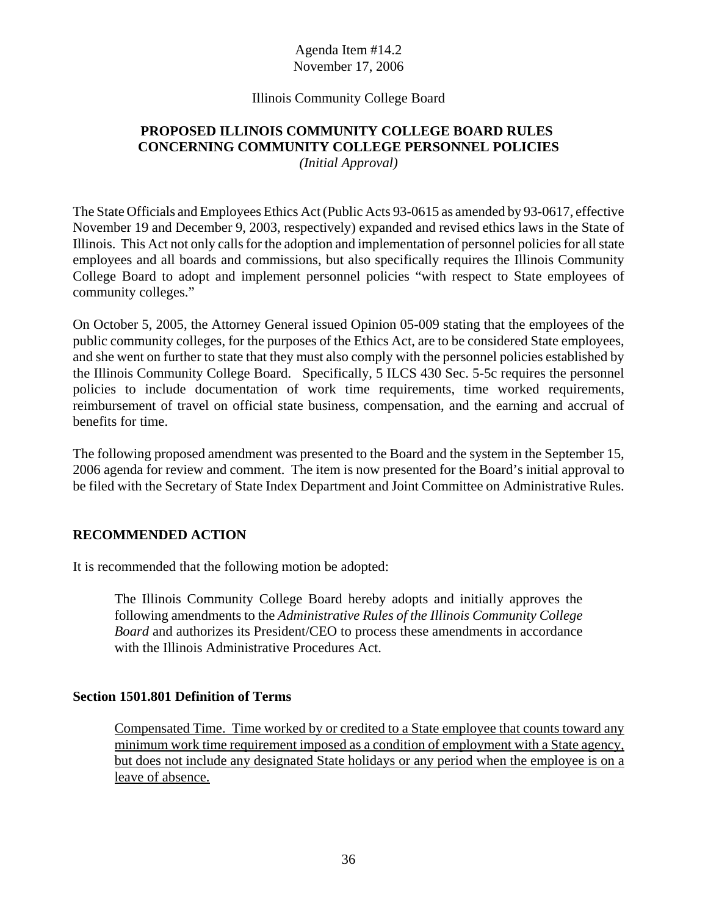Agenda Item #14.2
November 17, 2006

Illinois Community College Board

**PROPOSED ILLINOIS COMMUNITY COLLEGE BOARD RULES CONCERNING COMMUNITY COLLEGE PERSONNEL POLICIES**
*(Initial Approval)*

The State Officials and Employees Ethics Act (Public Acts 93-0615 as amended by 93-0617, effective November 19 and December 9, 2003, respectively) expanded and revised ethics laws in the State of Illinois. This Act not only calls for the adoption and implementation of personnel policies for all state employees and all boards and commissions, but also specifically requires the Illinois Community College Board to adopt and implement personnel policies "with respect to State employees of community colleges."

On October 5, 2005, the Attorney General issued Opinion 05-009 stating that the employees of the public community colleges, for the purposes of the Ethics Act, are to be considered State employees, and she went on further to state that they must also comply with the personnel policies established by the Illinois Community College Board. Specifically, 5 ILCS 430 Sec. 5-5c requires the personnel policies to include documentation of work time requirements, time worked requirements, reimbursement of travel on official state business, compensation, and the earning and accrual of benefits for time.

The following proposed amendment was presented to the Board and the system in the September 15, 2006 agenda for review and comment. The item is now presented for the Board's initial approval to be filed with the Secretary of State Index Department and Joint Committee on Administrative Rules.

## RECOMMENDED ACTION

It is recommended that the following motion be adopted:

> The Illinois Community College Board hereby adopts and initially approves the following amendments to the *Administrative Rules of the Illinois Community College Board* and authorizes its President/CEO to process these amendments in accordance with the Illinois Administrative Procedures Act.

### Section 1501.801 Definition of Terms

<u>Compensated Time. Time worked by or credited to a State employee that counts toward any minimum work time requirement imposed as a condition of employment with a State agency, but does not include any designated State holidays or any period when the employee is on a leave of absence.</u>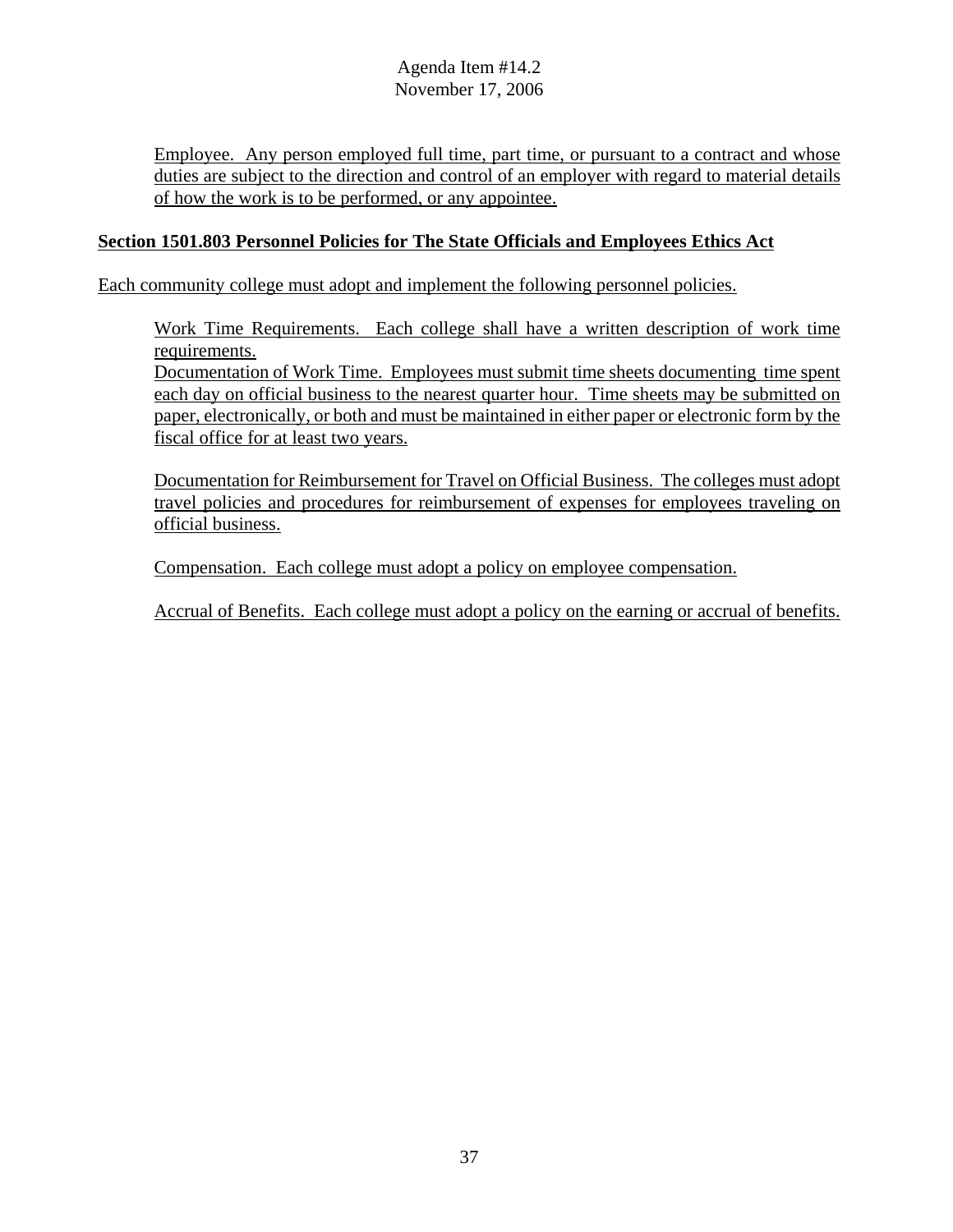Employee. Any person employed full time, part time, or pursuant to a contract and whose duties are subject to the direction and control of an employer with regard to material details of how the work is to be performed, or any appointee.

**Section 1501.803 Personnel Policies for The State Officials and Employees Ethics Act**

Each community college must adopt and implement the following personnel policies.

Work Time Requirements. Each college shall have a written description of work time requirements.
Documentation of Work Time. Employees must submit time sheets documenting time spent each day on official business to the nearest quarter hour. Time sheets may be submitted on paper, electronically, or both and must be maintained in either paper or electronic form by the fiscal office for at least two years.

Documentation for Reimbursement for Travel on Official Business. The colleges must adopt travel policies and procedures for reimbursement of expenses for employees traveling on official business.

Compensation. Each college must adopt a policy on employee compensation.

Accrual of Benefits. Each college must adopt a policy on the earning or accrual of benefits.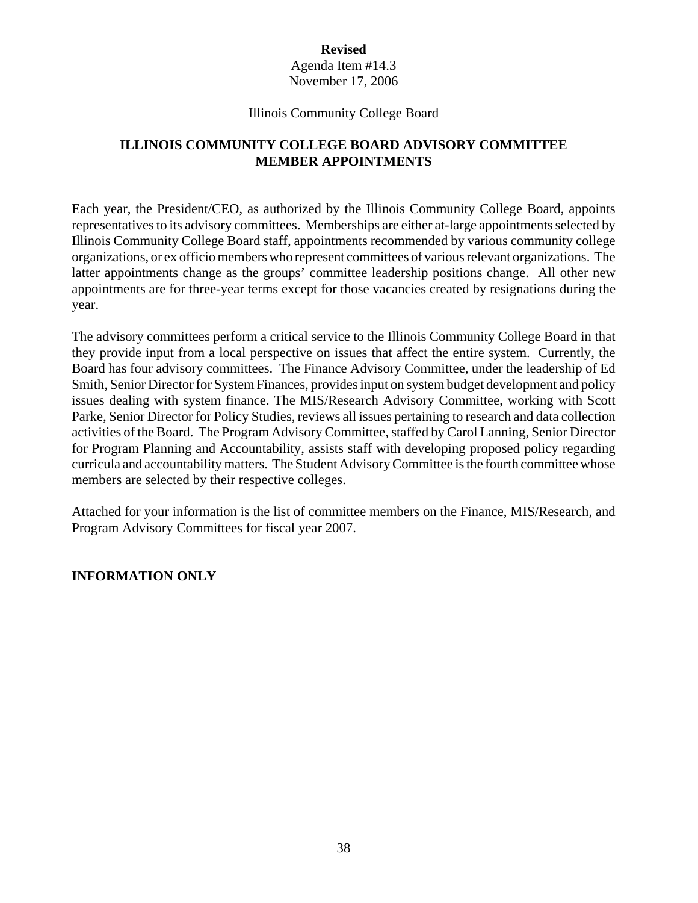**Revised**
Agenda Item #14.3
November 17, 2006

Illinois Community College Board

## ILLINOIS COMMUNITY COLLEGE BOARD ADVISORY COMMITTEE MEMBER APPOINTMENTS

Each year, the President/CEO, as authorized by the Illinois Community College Board, appoints representatives to its advisory committees. Memberships are either at-large appointments selected by Illinois Community College Board staff, appointments recommended by various community college organizations, or ex officio members who represent committees of various relevant organizations. The latter appointments change as the groups' committee leadership positions change. All other new appointments are for three-year terms except for those vacancies created by resignations during the year.

The advisory committees perform a critical service to the Illinois Community College Board in that they provide input from a local perspective on issues that affect the entire system. Currently, the Board has four advisory committees. The Finance Advisory Committee, under the leadership of Ed Smith, Senior Director for System Finances, provides input on system budget development and policy issues dealing with system finance. The MIS/Research Advisory Committee, working with Scott Parke, Senior Director for Policy Studies, reviews all issues pertaining to research and data collection activities of the Board. The Program Advisory Committee, staffed by Carol Lanning, Senior Director for Program Planning and Accountability, assists staff with developing proposed policy regarding curricula and accountability matters. The Student Advisory Committee is the fourth committee whose members are selected by their respective colleges.

Attached for your information is the list of committee members on the Finance, MIS/Research, and Program Advisory Committees for fiscal year 2007.

**INFORMATION ONLY**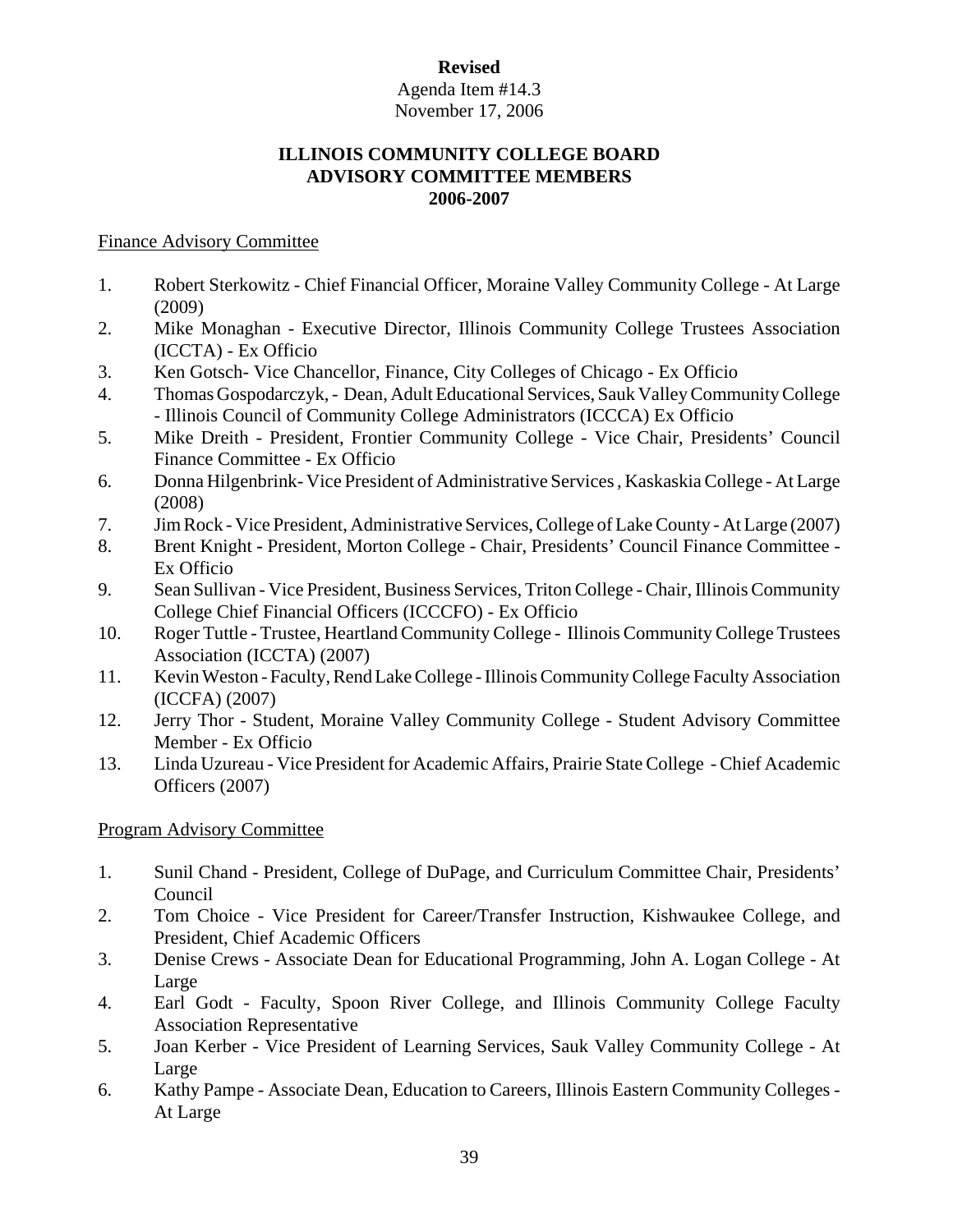**Revised**

Agenda Item #14.3

November 17, 2006

# ILLINOIS COMMUNITY COLLEGE BOARD
# ADVISORY COMMITTEE MEMBERS
# 2006-2007

Finance Advisory Committee

1. Robert Sterkowitz - Chief Financial Officer, Moraine Valley Community College - At Large (2009)
2. Mike Monaghan - Executive Director, Illinois Community College Trustees Association (ICCTA) - Ex Officio
3. Ken Gotsch- Vice Chancellor, Finance, City Colleges of Chicago - Ex Officio
4. Thomas Gospodarczyk, - Dean, Adult Educational Services, Sauk Valley Community College - Illinois Council of Community College Administrators (ICCCA) Ex Officio
5. Mike Dreith - President, Frontier Community College - Vice Chair, Presidents' Council Finance Committee - Ex Officio
6. Donna Hilgenbrink- Vice President of Administrative Services , Kaskaskia College - At Large (2008)
7. Jim Rock - Vice President, Administrative Services, College of Lake County - At Large (2007)
8. Brent Knight - President, Morton College - Chair, Presidents' Council Finance Committee - Ex Officio
9. Sean Sullivan - Vice President, Business Services, Triton College - Chair, Illinois Community College Chief Financial Officers (ICCCFO) - Ex Officio
10. Roger Tuttle - Trustee, Heartland Community College - Illinois Community College Trustees Association (ICCTA) (2007)
11. Kevin Weston - Faculty, Rend Lake College - Illinois Community College Faculty Association (ICCFA) (2007)
12. Jerry Thor - Student, Moraine Valley Community College - Student Advisory Committee Member - Ex Officio
13. Linda Uzureau - Vice President for Academic Affairs, Prairie State College - Chief Academic Officers (2007)

Program Advisory Committee

1. Sunil Chand - President, College of DuPage, and Curriculum Committee Chair, Presidents' Council
2. Tom Choice - Vice President for Career/Transfer Instruction, Kishwaukee College, and President, Chief Academic Officers
3. Denise Crews - Associate Dean for Educational Programming, John A. Logan College - At Large
4. Earl Godt - Faculty, Spoon River College, and Illinois Community College Faculty Association Representative
5. Joan Kerber - Vice President of Learning Services, Sauk Valley Community College - At Large
6. Kathy Pampe - Associate Dean, Education to Careers, Illinois Eastern Community Colleges - At Large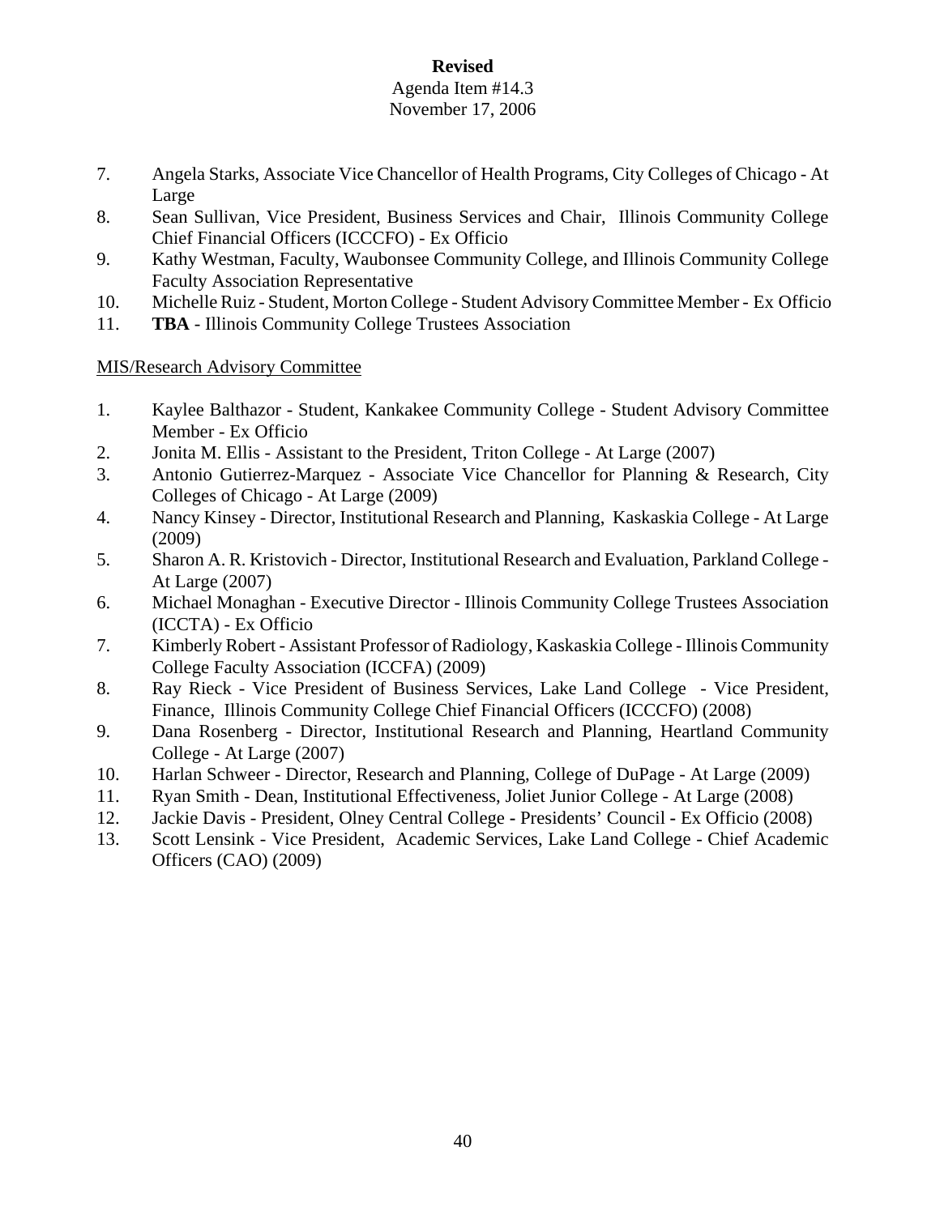**Revised**
Agenda Item #14.3
November 17, 2006

7. Angela Starks, Associate Vice Chancellor of Health Programs, City Colleges of Chicago - At Large
8. Sean Sullivan, Vice President, Business Services and Chair, Illinois Community College Chief Financial Officers (ICCCFO) - Ex Officio
9. Kathy Westman, Faculty, Waubonsee Community College, and Illinois Community College Faculty Association Representative
10. Michelle Ruiz - Student, Morton College - Student Advisory Committee Member - Ex Officio
11. **TBA** - Illinois Community College Trustees Association

<u>MIS/Research Advisory Committee</u>

1. Kaylee Balthazor - Student, Kankakee Community College - Student Advisory Committee Member - Ex Officio
2. Jonita M. Ellis - Assistant to the President, Triton College - At Large (2007)
3. Antonio Gutierrez-Marquez - Associate Vice Chancellor for Planning & Research, City Colleges of Chicago - At Large (2009)
4. Nancy Kinsey - Director, Institutional Research and Planning, Kaskaskia College - At Large (2009)
5. Sharon A. R. Kristovich - Director, Institutional Research and Evaluation, Parkland College - At Large (2007)
6. Michael Monaghan - Executive Director - Illinois Community College Trustees Association (ICCTA) - Ex Officio
7. Kimberly Robert - Assistant Professor of Radiology, Kaskaskia College - Illinois Community College Faculty Association (ICCFA) (2009)
8. Ray Rieck - Vice President of Business Services, Lake Land College - Vice President, Finance, Illinois Community College Chief Financial Officers (ICCCFO) (2008)
9. Dana Rosenberg - Director, Institutional Research and Planning, Heartland Community College - At Large (2007)
10. Harlan Schweer - Director, Research and Planning, College of DuPage - At Large (2009)
11. Ryan Smith - Dean, Institutional Effectiveness, Joliet Junior College - At Large (2008)
12. Jackie Davis - President, Olney Central College - Presidents' Council - Ex Officio (2008)
13. Scott Lensink - Vice President, Academic Services, Lake Land College - Chief Academic Officers (CAO) (2009)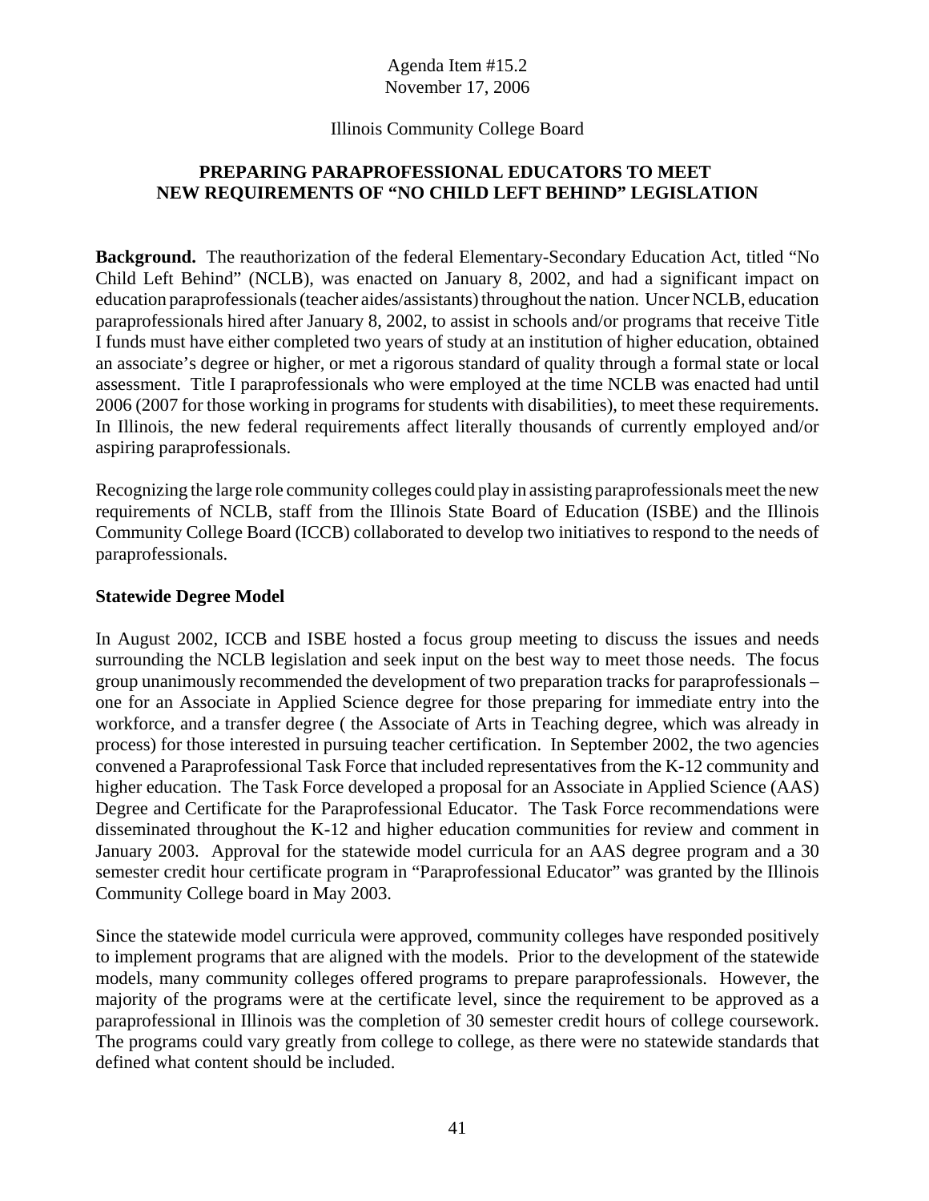Agenda Item #15.2
November 17, 2006

Illinois Community College Board

**PREPARING PARAPROFESSIONAL EDUCATORS TO MEET NEW REQUIREMENTS OF "NO CHILD LEFT BEHIND" LEGISLATION**

**Background.** The reauthorization of the federal Elementary-Secondary Education Act, titled "No Child Left Behind" (NCLB), was enacted on January 8, 2002, and had a significant impact on education paraprofessionals (teacher aides/assistants) throughout the nation. Uncer NCLB, education paraprofessionals hired after January 8, 2002, to assist in schools and/or programs that receive Title I funds must have either completed two years of study at an institution of higher education, obtained an associate's degree or higher, or met a rigorous standard of quality through a formal state or local assessment. Title I paraprofessionals who were employed at the time NCLB was enacted had until 2006 (2007 for those working in programs for students with disabilities), to meet these requirements. In Illinois, the new federal requirements affect literally thousands of currently employed and/or aspiring paraprofessionals.

Recognizing the large role community colleges could play in assisting paraprofessionals meet the new requirements of NCLB, staff from the Illinois State Board of Education (ISBE) and the Illinois Community College Board (ICCB) collaborated to develop two initiatives to respond to the needs of paraprofessionals.

**Statewide Degree Model**

In August 2002, ICCB and ISBE hosted a focus group meeting to discuss the issues and needs surrounding the NCLB legislation and seek input on the best way to meet those needs. The focus group unanimously recommended the development of two preparation tracks for paraprofessionals – one for an Associate in Applied Science degree for those preparing for immediate entry into the workforce, and a transfer degree ( the Associate of Arts in Teaching degree, which was already in process) for those interested in pursuing teacher certification. In September 2002, the two agencies convened a Paraprofessional Task Force that included representatives from the K-12 community and higher education. The Task Force developed a proposal for an Associate in Applied Science (AAS) Degree and Certificate for the Paraprofessional Educator. The Task Force recommendations were disseminated throughout the K-12 and higher education communities for review and comment in January 2003. Approval for the statewide model curricula for an AAS degree program and a 30 semester credit hour certificate program in "Paraprofessional Educator" was granted by the Illinois Community College board in May 2003.

Since the statewide model curricula were approved, community colleges have responded positively to implement programs that are aligned with the models. Prior to the development of the statewide models, many community colleges offered programs to prepare paraprofessionals. However, the majority of the programs were at the certificate level, since the requirement to be approved as a paraprofessional in Illinois was the completion of 30 semester credit hours of college coursework. The programs could vary greatly from college to college, as there were no statewide standards that defined what content should be included.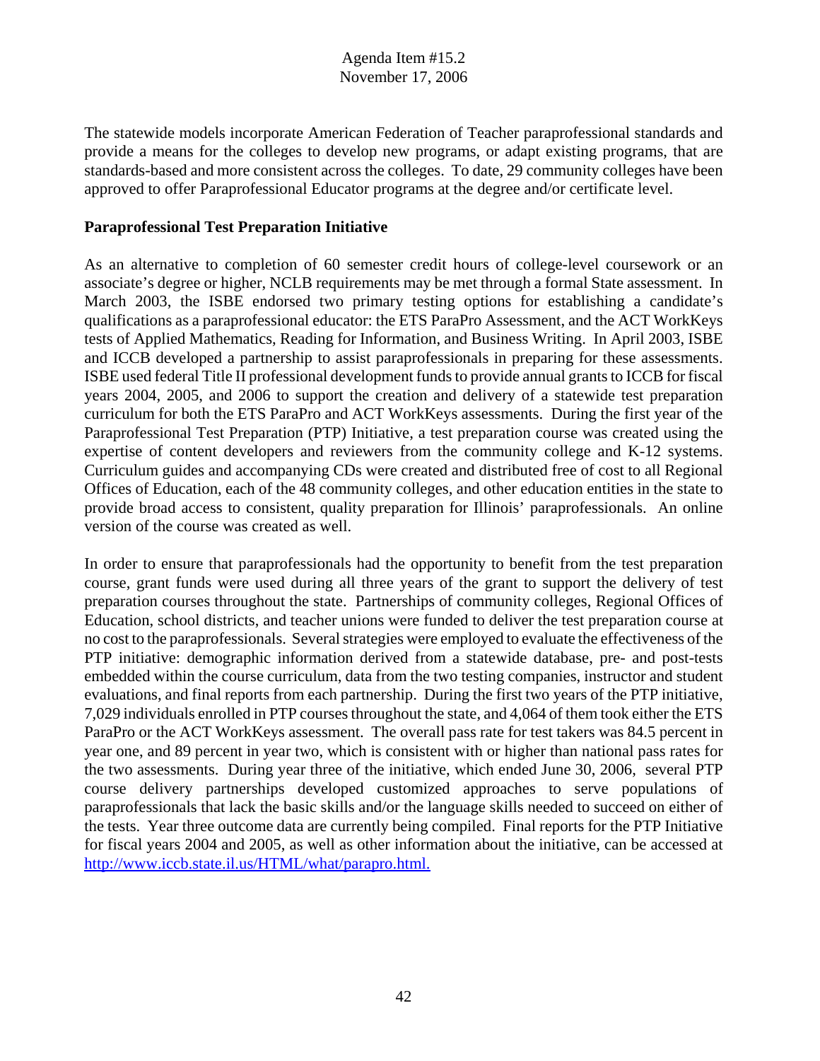The statewide models incorporate American Federation of Teacher paraprofessional standards and provide a means for the colleges to develop new programs, or adapt existing programs, that are standards-based and more consistent across the colleges. To date, 29 community colleges have been approved to offer Paraprofessional Educator programs at the degree and/or certificate level.

**Paraprofessional Test Preparation Initiative**

As an alternative to completion of 60 semester credit hours of college-level coursework or an associate's degree or higher, NCLB requirements may be met through a formal State assessment. In March 2003, the ISBE endorsed two primary testing options for establishing a candidate's qualifications as a paraprofessional educator: the ETS ParaPro Assessment, and the ACT WorkKeys tests of Applied Mathematics, Reading for Information, and Business Writing. In April 2003, ISBE and ICCB developed a partnership to assist paraprofessionals in preparing for these assessments. ISBE used federal Title II professional development funds to provide annual grants to ICCB for fiscal years 2004, 2005, and 2006 to support the creation and delivery of a statewide test preparation curriculum for both the ETS ParaPro and ACT WorkKeys assessments. During the first year of the Paraprofessional Test Preparation (PTP) Initiative, a test preparation course was created using the expertise of content developers and reviewers from the community college and K-12 systems. Curriculum guides and accompanying CDs were created and distributed free of cost to all Regional Offices of Education, each of the 48 community colleges, and other education entities in the state to provide broad access to consistent, quality preparation for Illinois' paraprofessionals. An online version of the course was created as well.

In order to ensure that paraprofessionals had the opportunity to benefit from the test preparation course, grant funds were used during all three years of the grant to support the delivery of test preparation courses throughout the state. Partnerships of community colleges, Regional Offices of Education, school districts, and teacher unions were funded to deliver the test preparation course at no cost to the paraprofessionals. Several strategies were employed to evaluate the effectiveness of the PTP initiative: demographic information derived from a statewide database, pre- and post-tests embedded within the course curriculum, data from the two testing companies, instructor and student evaluations, and final reports from each partnership. During the first two years of the PTP initiative, 7,029 individuals enrolled in PTP courses throughout the state, and 4,064 of them took either the ETS ParaPro or the ACT WorkKeys assessment. The overall pass rate for test takers was 84.5 percent in year one, and 89 percent in year two, which is consistent with or higher than national pass rates for the two assessments. During year three of the initiative, which ended June 30, 2006, several PTP course delivery partnerships developed customized approaches to serve populations of paraprofessionals that lack the basic skills and/or the language skills needed to succeed on either of the tests. Year three outcome data are currently being compiled. Final reports for the PTP Initiative for fiscal years 2004 and 2005, as well as other information about the initiative, can be accessed at http://www.iccb.state.il.us/HTML/what/parapro.html.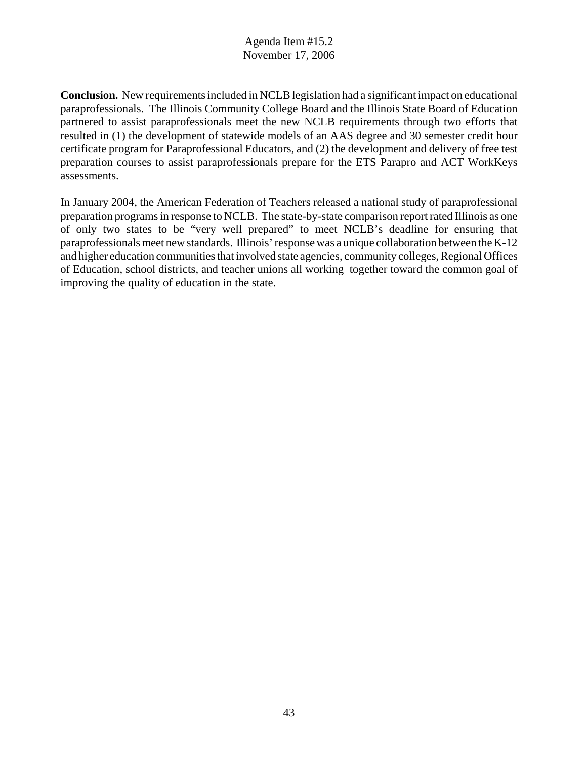**Conclusion.** New requirements included in NCLB legislation had a significant impact on educational paraprofessionals. The Illinois Community College Board and the Illinois State Board of Education partnered to assist paraprofessionals meet the new NCLB requirements through two efforts that resulted in (1) the development of statewide models of an AAS degree and 30 semester credit hour certificate program for Paraprofessional Educators, and (2) the development and delivery of free test preparation courses to assist paraprofessionals prepare for the ETS Parapro and ACT WorkKeys assessments.

In January 2004, the American Federation of Teachers released a national study of paraprofessional preparation programs in response to NCLB. The state-by-state comparison report rated Illinois as one of only two states to be "very well prepared" to meet NCLB's deadline for ensuring that paraprofessionals meet new standards. Illinois' response was a unique collaboration between the K-12 and higher education communities that involved state agencies, community colleges, Regional Offices of Education, school districts, and teacher unions all working together toward the common goal of improving the quality of education in the state.